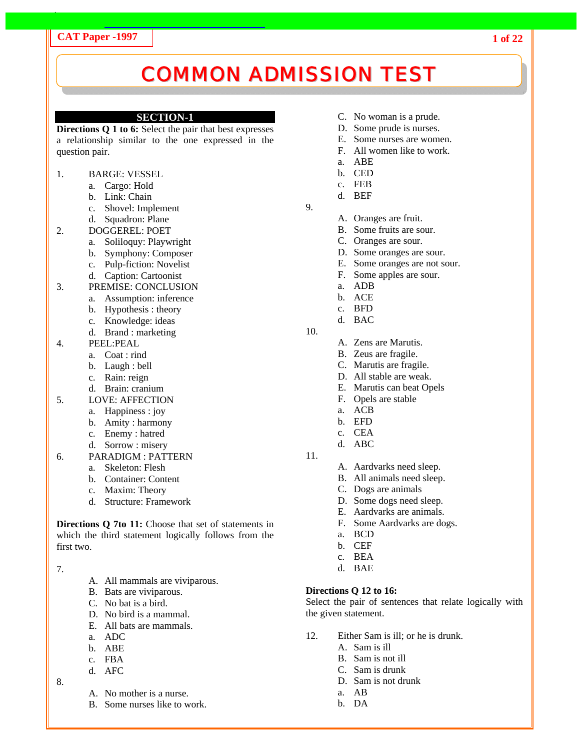# COMMON ADMISSION TEST

## SECTION-1

**Directions Q 1 to 6:** Select the pair that best expresses a relationship similar to the one expressed in the question pair.

1. BARGE: VESSEL
   a. Cargo: Hold
   b. Link: Chain
   c. Shovel: Implement
   d. Squadron: Plane

2. DOGGEREL: POET
   a. Soliloquy: Playwright
   b. Symphony: Composer
   c. Pulp-fiction: Novelist
   d. Caption: Cartoonist

3. PREMISE: CONCLUSION
   a. Assumption: inference
   b. Hypothesis : theory
   c. Knowledge: ideas
   d. Brand : marketing

4. PEEL:PEAL
   a. Coat : rind
   b. Laugh : bell
   c. Rain: reign
   d. Brain: cranium

5. LOVE: AFFECTION
   a. Happiness : joy
   b. Amity : harmony
   c. Enemy : hatred
   d. Sorrow : misery

6. PARADIGM : PATTERN
   a. Skeleton: Flesh
   b. Container: Content
   c. Maxim: Theory
   d. Structure: Framework

**Directions Q 7to 11:** Choose that set of statements in which the third statement logically follows from the first two.

7.
   A. All mammals are viviparous.
   B. Bats are viviparous.
   C. No bat is a bird.
   D. No bird is a mammal.
   E. All bats are mammals.
   a. ADC
   b. ABE
   c. FBA
   d. AFC

8.
   A. No mother is a nurse.
   B. Some nurses like to work.
   C. No woman is a prude.
   D. Some prude is nurses.
   E. Some nurses are women.
   F. All women like to work.
   a. ABE
   b. CED
   c. FEB
   d. BEF

9.
   A. Oranges are fruit.
   B. Some fruits are sour.
   C. Oranges are sour.
   D. Some oranges are sour.
   E. Some oranges are not sour.
   F. Some apples are sour.
   a. ADB
   b. ACE
   c. BFD
   d. BAC

10.
   A. Zens are Marutis.
   B. Zeus are fragile.
   C. Marutis are fragile.
   D. All stable are weak.
   E. Marutis can beat Opels
   F. Opels are stable
   a. ACB
   b. EFD
   c. CEA
   d. ABC

11.
   A. Aardvarks need sleep.
   B. All animals need sleep.
   C. Dogs are animals
   D. Some dogs need sleep.
   E. Aardvarks are animals.
   F. Some Aardvarks are dogs.
   a. BCD
   b. CEF
   c. BEA
   d. BAE

**Directions Q 12 to 16:**
Select the pair of sentences that relate logically with the given statement.

12. Either Sam is ill; or he is drunk.
   A. Sam is ill
   B. Sam is not ill
   C. Sam is drunk
   D. Sam is not drunk
   a. AB
   b. DA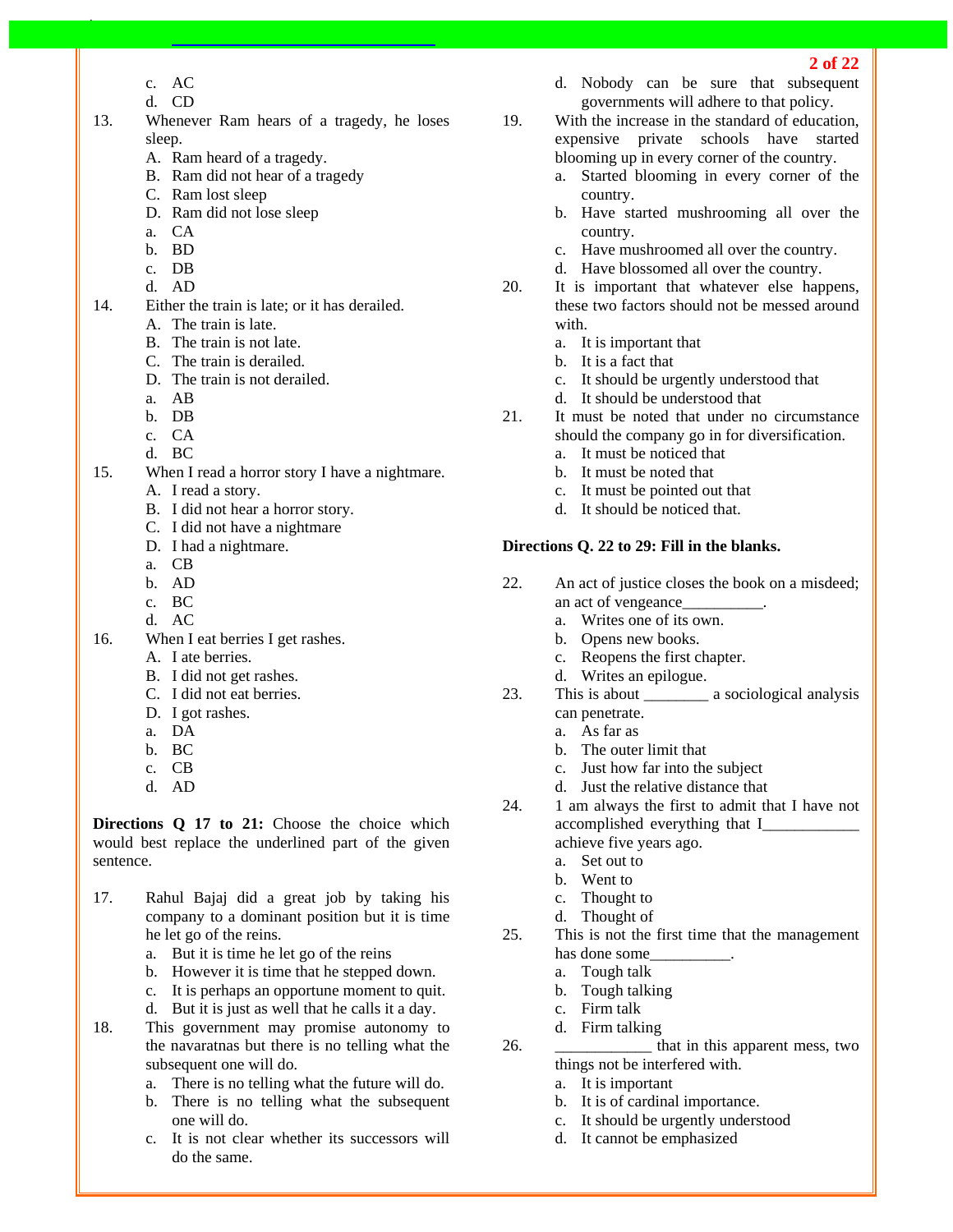c. AC
d. CD

13. Whenever Ram hears of a tragedy, he loses sleep.
   A. Ram heard of a tragedy.
   B. Ram did not hear of a tragedy
   C. Ram lost sleep
   D. Ram did not lose sleep
   a. CA
   b. BD
   c. DB
   d. AD

14. Either the train is late; or it has derailed.
   A. The train is late.
   B. The train is not late.
   C. The train is derailed.
   D. The train is not derailed.
   a. AB
   b. DB
   c. CA
   d. BC

15. When I read a horror story I have a nightmare.
   A. I read a story.
   B. I did not hear a horror story.
   C. I did not have a nightmare
   D. I had a nightmare.
   a. CB
   b. AD
   c. BC
   d. AC

16. When I eat berries I get rashes.
   A. I ate berries.
   B. I did not get rashes.
   C. I did not eat berries.
   D. I got rashes.
   a. DA
   b. BC
   c. CB
   d. AD

**Directions Q 17 to 21:** Choose the choice which would best replace the underlined part of the given sentence.

17. Rahul Bajaj did a great job by taking his company to a dominant position but it is time he let go of the reins.
   a. But it is time he let go of the reins
   b. However it is time that he stepped down.
   c. It is perhaps an opportune moment to quit.
   d. But it is just as well that he calls it a day.

18. This government may promise autonomy to the navaratnas but there is no telling what the subsequent one will do.
   a. There is no telling what the future will do.
   b. There is no telling what the subsequent one will do.
   c. It is not clear whether its successors will do the same.
   d. Nobody can be sure that subsequent governments will adhere to that policy.

19. With the increase in the standard of education, expensive private schools have started blooming up in every corner of the country.
   a. Started blooming in every corner of the country.
   b. Have started mushrooming all over the country.
   c. Have mushroomed all over the country.
   d. Have blossomed all over the country.

20. It is important that whatever else happens, these two factors should not be messed around with.
   a. It is important that
   b. It is a fact that
   c. It should be urgently understood that
   d. It should be understood that

21. It must be noted that under no circumstance should the company go in for diversification.
   a. It must be noticed that
   b. It must be noted that
   c. It must be pointed out that
   d. It should be noticed that.

**Directions Q. 22 to 29: Fill in the blanks.**

22. An act of justice closes the book on a misdeed; an act of vengeance__________.
   a. Writes one of its own.
   b. Opens new books.
   c. Reopens the first chapter.
   d. Writes an epilogue.

23. This is about ________ a sociological analysis can penetrate.
   a. As far as
   b. The outer limit that
   c. Just how far into the subject
   d. Just the relative distance that

24. 1 am always the first to admit that I have not accomplished everything that I____________ achieve five years ago.
   a. Set out to
   b. Went to
   c. Thought to
   d. Thought of

25. This is not the first time that the management has done some__________.
   a. Tough talk
   b. Tough talking
   c. Firm talk
   d. Firm talking

26. ____________ that in this apparent mess, two things not be interfered with.
   a. It is important
   b. It is of cardinal importance.
   c. It should be urgently understood
   d. It cannot be emphasized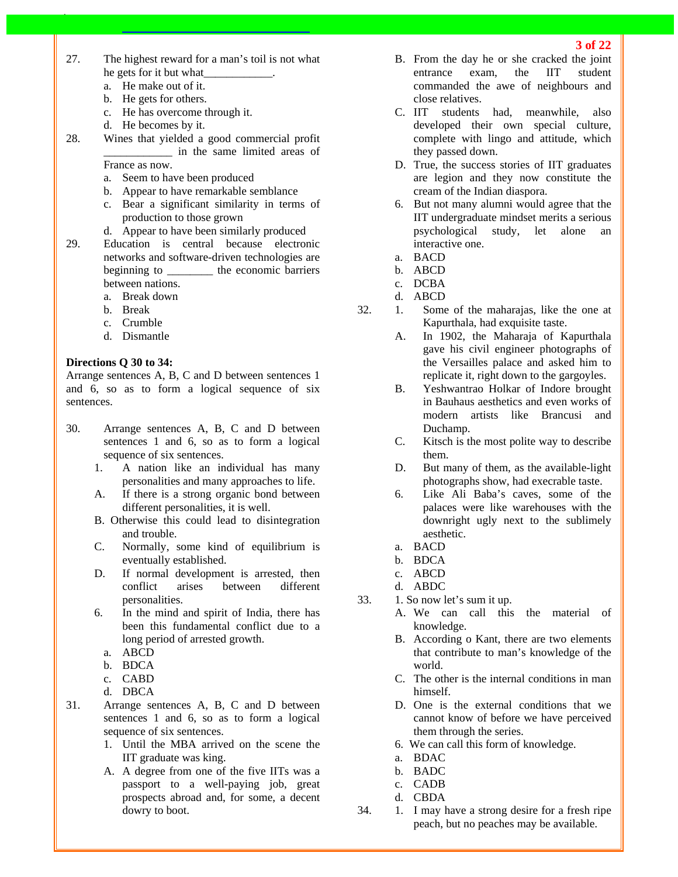27. The highest reward for a man's toil is not what he gets for it but what____________.
    a. He make out of it.
    b. He gets for others.
    c. He has overcome through it.
    d. He becomes by it.

28. Wines that yielded a good commercial profit ____________ in the same limited areas of France as now.
    a. Seem to have been produced
    b. Appear to have remarkable semblance
    c. Bear a significant similarity in terms of production to those grown
    d. Appear to have been similarly produced

29. Education is central because electronic networks and software-driven technologies are beginning to ________ the economic barriers between nations.
    a. Break down
    b. Break
    c. Crumble
    d. Dismantle

**Directions Q 30 to 34:**
Arrange sentences A, B, C and D between sentences 1 and 6, so as to form a logical sequence of six sentences.

30. Arrange sentences A, B, C and D between sentences 1 and 6, so as to form a logical sequence of six sentences.
    1. A nation like an individual has many personalities and many approaches to life.
    A. If there is a strong organic bond between different personalities, it is well.
    B. Otherwise this could lead to disintegration and trouble.
    C. Normally, some kind of equilibrium is eventually established.
    D. If normal development is arrested, then conflict arises between different personalities.
    6. In the mind and spirit of India, there has been this fundamental conflict due to a long period of arrested growth.
    a. ABCD
    b. BDCA
    c. CABD
    d. DBCA

31. Arrange sentences A, B, C and D between sentences 1 and 6, so as to form a logical sequence of six sentences.
    1. Until the MBA arrived on the scene the IIT graduate was king.
    A. A degree from one of the five IITs was a passport to a well-paying job, great prospects abroad and, for some, a decent dowry to boot.
    B. From the day he or she cracked the joint entrance exam, the IIT student commanded the awe of neighbours and close relatives.
    C. IIT students had, meanwhile, also developed their own special culture, complete with lingo and attitude, which they passed down.
    D. True, the success stories of IIT graduates are legion and they now constitute the cream of the Indian diaspora.
    6. But not many alumni would agree that the IIT undergraduate mindset merits a serious psychological study, let alone an interactive one.
    a. BACD
    b. ABCD
    c. DCBA
    d. ABCD

32. 1. Some of the maharajas, like the one at Kapurthala, had exquisite taste.
    A. In 1902, the Maharaja of Kapurthala gave his civil engineer photographs of the Versailles palace and asked him to replicate it, right down to the gargoyles.
    B. Yeshwantrao Holkar of Indore brought in Bauhaus aesthetics and even works of modern artists like Brancusi and Duchamp.
    C. Kitsch is the most polite way to describe them.
    D. But many of them, as the available-light photographs show, had execrable taste.
    6. Like Ali Baba's caves, some of the palaces were like warehouses with the downright ugly next to the sublimely aesthetic.
    a. BACD
    b. BDCA
    c. ABCD
    d. ABDC

33. 1. So now let's sum it up.
    A. We can call this the material of knowledge.
    B. According o Kant, there are two elements that contribute to man's knowledge of the world.
    C. The other is the internal conditions in man himself.
    D. One is the external conditions that we cannot know of before we have perceived them through the series.
    6. We can call this form of knowledge.
    a. BDAC
    b. BADC
    c. CADB
    d. CBDA

34. 1. I may have a strong desire for a fresh ripe peach, but no peaches may be available.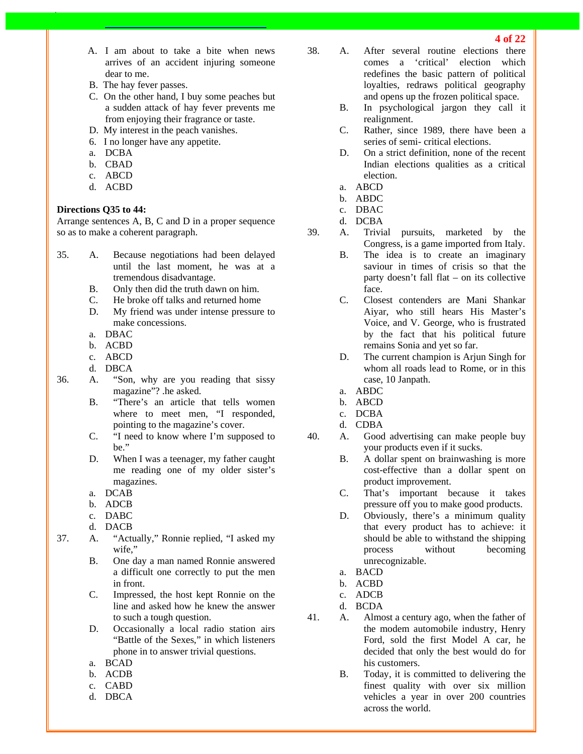A. I am about to take a bite when news arrives of an accident injuring someone dear to me.
B. The hay fever passes.
C. On the other hand, I buy some peaches but a sudden attack of hay fever prevents me from enjoying their fragrance or taste.
D. My interest in the peach vanishes.
6. I no longer have any appetite.

a. DCBA
b. CBAD
c. ABCD
d. ACBD

**Directions Q35 to 44:**
Arrange sentences A, B, C and D in a proper sequence so as to make a coherent paragraph.

35.
A. Because negotiations had been delayed until the last moment, he was at a tremendous disadvantage.
B. Only then did the truth dawn on him.
C. He broke off talks and returned home
D. My friend was under intense pressure to make concessions.

a. DBAC
b. ACBD
c. ABCD
d. DBCA

36.
A. "Son, why are you reading that sissy magazine"? .he asked.
B. "There's an article that tells women where to meet men, "I responded, pointing to the magazine's cover.
C. "I need to know where I'm supposed to be."
D. When I was a teenager, my father caught me reading one of my older sister's magazines.

a. DCAB
b. ADCB
c. DABC
d. DACB

37.
A. "Actually," Ronnie replied, "I asked my wife,"
B. One day a man named Ronnie answered a difficult one correctly to put the men in front.
C. Impressed, the host kept Ronnie on the line and asked how he knew the answer to such a tough question.
D. Occasionally a local radio station airs "Battle of the Sexes," in which listeners phone in to answer trivial questions.

a. BCAD
b. ACDB
c. CABD
d. DBCA

38.
A. After several routine elections there comes a 'critical' election which redefines the basic pattern of political loyalties, redraws political geography and opens up the frozen political space.
B. In psychological jargon they call it realignment.
C. Rather, since 1989, there have been a series of semi- critical elections.
D. On a strict definition, none of the recent Indian elections qualities as a critical election.

a. ABCD
b. ABDC
c. DBAC
d. DCBA

39.
A. Trivial pursuits, marketed by the Congress, is a game imported from Italy.
B. The idea is to create an imaginary saviour in times of crisis so that the party doesn't fall flat – on its collective face.
C. Closest contenders are Mani Shankar Aiyar, who still hears His Master's Voice, and V. George, who is frustrated by the fact that his political future remains Sonia and yet so far.
D. The current champion is Arjun Singh for whom all roads lead to Rome, or in this case, 10 Janpath.

a. ABDC
b. ABCD
c. DCBA
d. CDBA

40.
A. Good advertising can make people buy your products even if it sucks.
B. A dollar spent on brainwashing is more cost-effective than a dollar spent on product improvement.
C. That's important because it takes pressure off you to make good products.
D. Obviously, there's a minimum quality that every product has to achieve: it should be able to withstand the shipping process without becoming unrecognizable.

a. BACD
b. ACBD
c. ADCB
d. BCDA

41.
A. Almost a century ago, when the father of the modem automobile industry, Henry Ford, sold the first Model A car, he decided that only the best would do for his customers.
B. Today, it is committed to delivering the finest quality with over six million vehicles a year in over 200 countries across the world.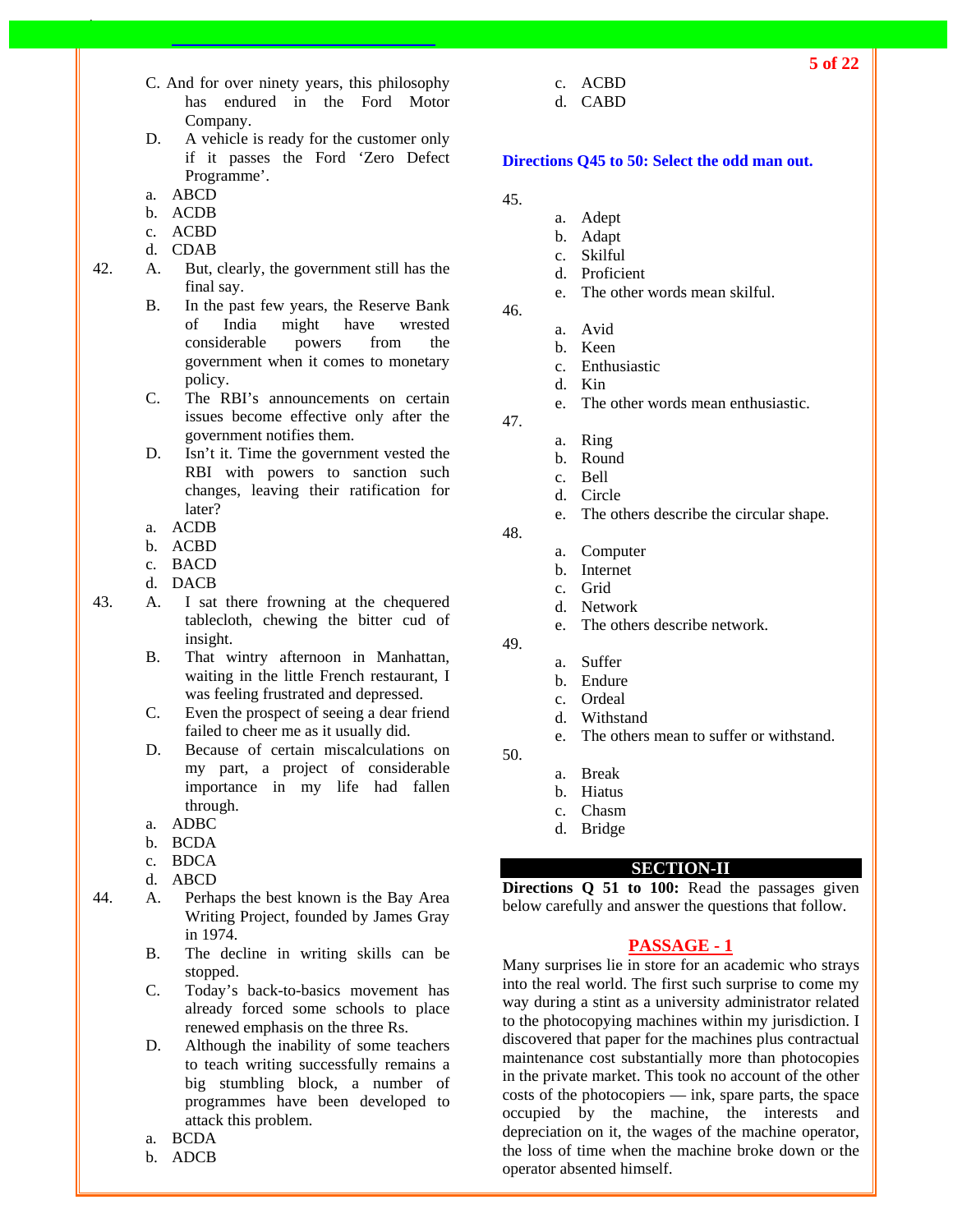C. And for over ninety years, this philosophy has endured in the Ford Motor Company.

D. A vehicle is ready for the customer only if it passes the Ford 'Zero Defect Programme'.

a. ABCD
b. ACDB
c. ACBD
d. CDAB

42. A. But, clearly, the government still has the final say.

B. In the past few years, the Reserve Bank of India might have wrested considerable powers from the government when it comes to monetary policy.

C. The RBI's announcements on certain issues become effective only after the government notifies them.

D. Isn't it. Time the government vested the RBI with powers to sanction such changes, leaving their ratification for later?

a. ACDB
b. ACBD
c. BACD
d. DACB

43. A. I sat there frowning at the chequered tablecloth, chewing the bitter cud of insight.

B. That wintry afternoon in Manhattan, waiting in the little French restaurant, I was feeling frustrated and depressed.

C. Even the prospect of seeing a dear friend failed to cheer me as it usually did.

D. Because of certain miscalculations on my part, a project of considerable importance in my life had fallen through.

a. ADBC
b. BCDA
c. BDCA
d. ABCD

44. A. Perhaps the best known is the Bay Area Writing Project, founded by James Gray in 1974.

B. The decline in writing skills can be stopped.

C. Today's back-to-basics movement has already forced some schools to place renewed emphasis on the three Rs.

D. Although the inability of some teachers to teach writing successfully remains a big stumbling block, a number of programmes have been developed to attack this problem.

a. BCDA
b. ADCB
c. ACBD
d. CABD

**Directions Q45 to 50: Select the odd man out.**

45.
a. Adept
b. Adapt
c. Skilful
d. Proficient
e. The other words mean skilful.

46.
a. Avid
b. Keen
c. Enthusiastic
d. Kin
e. The other words mean enthusiastic.

47.
a. Ring
b. Round
c. Bell
d. Circle
e. The others describe the circular shape.

48.
a. Computer
b. Internet
c. Grid
d. Network
e. The others describe network.

49.
a. Suffer
b. Endure
c. Ordeal
d. Withstand
e. The others mean to suffer or withstand.

50.
a. Break
b. Hiatus
c. Chasm
d. Bridge

## SECTION-II

**Directions Q 51 to 100:** Read the passages given below carefully and answer the questions that follow.

### PASSAGE - 1

Many surprises lie in store for an academic who strays into the real world. The first such surprise to come my way during a stint as a university administrator related to the photocopying machines within my jurisdiction. I discovered that paper for the machines plus contractual maintenance cost substantially more than photocopies in the private market. This took no account of the other costs of the photocopiers — ink, spare parts, the space occupied by the machine, the interests and depreciation on it, the wages of the machine operator, the loss of time when the machine broke down or the operator absented himself.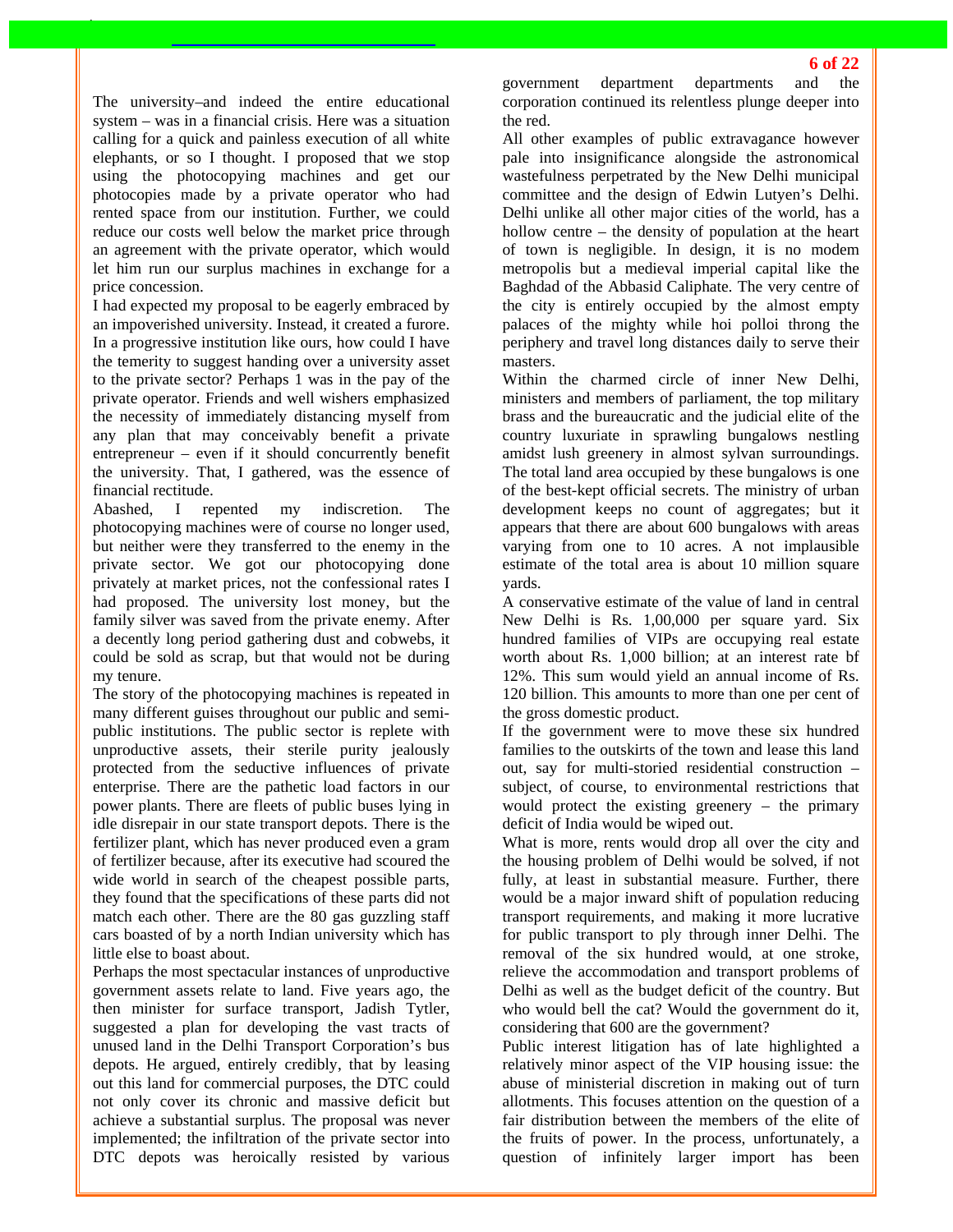The university–and indeed the entire educational system – was in a financial crisis. Here was a situation calling for a quick and painless execution of all white elephants, or so I thought. I proposed that we stop using the photocopying machines and get our photocopies made by a private operator who had rented space from our institution. Further, we could reduce our costs well below the market price through an agreement with the private operator, which would let him run our surplus machines in exchange for a price concession.

I had expected my proposal to be eagerly embraced by an impoverished university. Instead, it created a furore. In a progressive institution like ours, how could I have the temerity to suggest handing over a university asset to the private sector? Perhaps 1 was in the pay of the private operator. Friends and well wishers emphasized the necessity of immediately distancing myself from any plan that may conceivably benefit a private entrepreneur – even if it should concurrently benefit the university. That, I gathered, was the essence of financial rectitude.

Abashed, I repented my indiscretion. The photocopying machines were of course no longer used, but neither were they transferred to the enemy in the private sector. We got our photocopying done privately at market prices, not the confessional rates I had proposed. The university lost money, but the family silver was saved from the private enemy. After a decently long period gathering dust and cobwebs, it could be sold as scrap, but that would not be during my tenure.

The story of the photocopying machines is repeated in many different guises throughout our public and semi-public institutions. The public sector is replete with unproductive assets, their sterile purity jealously protected from the seductive influences of private enterprise. There are the pathetic load factors in our power plants. There are fleets of public buses lying in idle disrepair in our state transport depots. There is the fertilizer plant, which has never produced even a gram of fertilizer because, after its executive had scoured the wide world in search of the cheapest possible parts, they found that the specifications of these parts did not match each other. There are the 80 gas guzzling staff cars boasted of by a north Indian university which has little else to boast about.

Perhaps the most spectacular instances of unproductive government assets relate to land. Five years ago, the then minister for surface transport, Jadish Tytler, suggested a plan for developing the vast tracts of unused land in the Delhi Transport Corporation's bus depots. He argued, entirely credibly, that by leasing out this land for commercial purposes, the DTC could not only cover its chronic and massive deficit but achieve a substantial surplus. The proposal was never implemented; the infiltration of the private sector into DTC depots was heroically resisted by various government department departments and the corporation continued its relentless plunge deeper into the red.

All other examples of public extravagance however pale into insignificance alongside the astronomical wastefulness perpetrated by the New Delhi municipal committee and the design of Edwin Lutyen's Delhi. Delhi unlike all other major cities of the world, has a hollow centre – the density of population at the heart of town is negligible. In design, it is no modem metropolis but a medieval imperial capital like the Baghdad of the Abbasid Caliphate. The very centre of the city is entirely occupied by the almost empty palaces of the mighty while hoi polloi throng the periphery and travel long distances daily to serve their masters.

Within the charmed circle of inner New Delhi, ministers and members of parliament, the top military brass and the bureaucratic and the judicial elite of the country luxuriate in sprawling bungalows nestling amidst lush greenery in almost sylvan surroundings. The total land area occupied by these bungalows is one of the best-kept official secrets. The ministry of urban development keeps no count of aggregates; but it appears that there are about 600 bungalows with areas varying from one to 10 acres. A not implausible estimate of the total area is about 10 million square yards.

A conservative estimate of the value of land in central New Delhi is Rs. 1,00,000 per square yard. Six hundred families of VIPs are occupying real estate worth about Rs. 1,000 billion; at an interest rate bf 12%. This sum would yield an annual income of Rs. 120 billion. This amounts to more than one per cent of the gross domestic product.

If the government were to move these six hundred families to the outskirts of the town and lease this land out, say for multi-storied residential construction – subject, of course, to environmental restrictions that would protect the existing greenery – the primary deficit of India would be wiped out.

What is more, rents would drop all over the city and the housing problem of Delhi would be solved, if not fully, at least in substantial measure. Further, there would be a major inward shift of population reducing transport requirements, and making it more lucrative for public transport to ply through inner Delhi. The removal of the six hundred would, at one stroke, relieve the accommodation and transport problems of Delhi as well as the budget deficit of the country. But who would bell the cat? Would the government do it, considering that 600 are the government?

Public interest litigation has of late highlighted a relatively minor aspect of the VIP housing issue: the abuse of ministerial discretion in making out of turn allotments. This focuses attention on the question of a fair distribution between the members of the elite of the fruits of power. In the process, unfortunately, a question of infinitely larger import has been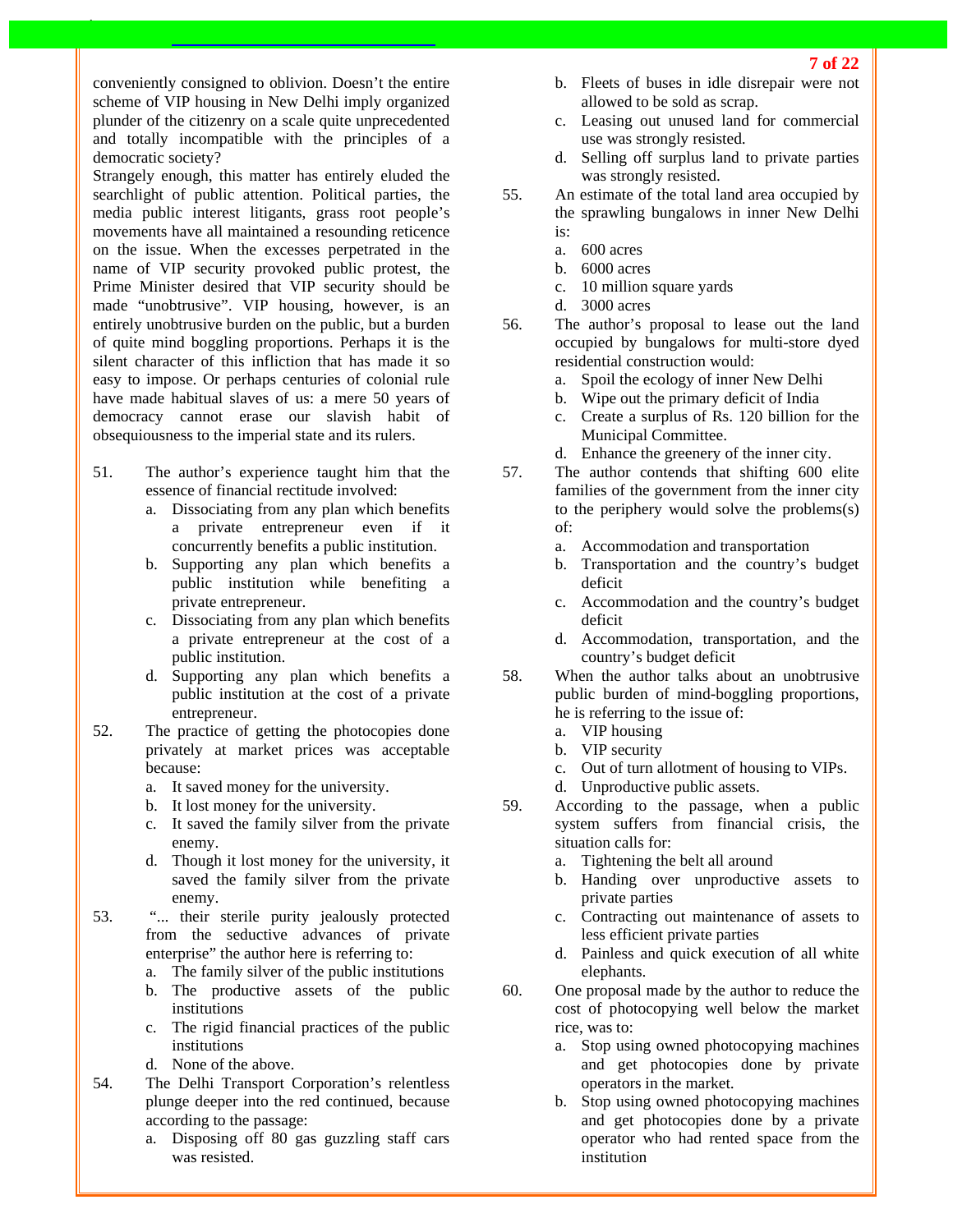conveniently consigned to oblivion. Doesn't the entire scheme of VIP housing in New Delhi imply organized plunder of the citizenry on a scale quite unprecedented and totally incompatible with the principles of a democratic society?

Strangely enough, this matter has entirely eluded the searchlight of public attention. Political parties, the media public interest litigants, grass root people's movements have all maintained a resounding reticence on the issue. When the excesses perpetrated in the name of VIP security provoked public protest, the Prime Minister desired that VIP security should be made "unobtrusive". VIP housing, however, is an entirely unobtrusive burden on the public, but a burden of quite mind boggling proportions. Perhaps it is the silent character of this infliction that has made it so easy to impose. Or perhaps centuries of colonial rule have made habitual slaves of us: a mere 50 years of democracy cannot erase our slavish habit of obsequiousness to the imperial state and its rulers.

51. The author's experience taught him that the essence of financial rectitude involved:
    a. Dissociating from any plan which benefits a private entrepreneur even if it concurrently benefits a public institution.
    b. Supporting any plan which benefits a public institution while benefiting a private entrepreneur.
    c. Dissociating from any plan which benefits a private entrepreneur at the cost of a public institution.
    d. Supporting any plan which benefits a public institution at the cost of a private entrepreneur.

52. The practice of getting the photocopies done privately at market prices was acceptable because:
    a. It saved money for the university.
    b. It lost money for the university.
    c. It saved the family silver from the private enemy.
    d. Though it lost money for the university, it saved the family silver from the private enemy.

53. "... their sterile purity jealously protected from the seductive advances of private enterprise" the author here is referring to:
    a. The family silver of the public institutions
    b. The productive assets of the public institutions
    c. The rigid financial practices of the public institutions
    d. None of the above.

54. The Delhi Transport Corporation's relentless plunge deeper into the red continued, because according to the passage:
    a. Disposing off 80 gas guzzling staff cars was resisted.
    b. Fleets of buses in idle disrepair were not allowed to be sold as scrap.
    c. Leasing out unused land for commercial use was strongly resisted.
    d. Selling off surplus land to private parties was strongly resisted.

55. An estimate of the total land area occupied by the sprawling bungalows in inner New Delhi is:
    a. 600 acres
    b. 6000 acres
    c. 10 million square yards
    d. 3000 acres

56. The author's proposal to lease out the land occupied by bungalows for multi-store dyed residential construction would:
    a. Spoil the ecology of inner New Delhi
    b. Wipe out the primary deficit of India
    c. Create a surplus of Rs. 120 billion for the Municipal Committee.
    d. Enhance the greenery of the inner city.

57. The author contends that shifting 600 elite families of the government from the inner city to the periphery would solve the problems(s) of:
    a. Accommodation and transportation
    b. Transportation and the country's budget deficit
    c. Accommodation and the country's budget deficit
    d. Accommodation, transportation, and the country's budget deficit

58. When the author talks about an unobtrusive public burden of mind-boggling proportions, he is referring to the issue of:
    a. VIP housing
    b. VIP security
    c. Out of turn allotment of housing to VIPs.
    d. Unproductive public assets.

59. According to the passage, when a public system suffers from financial crisis, the situation calls for:
    a. Tightening the belt all around
    b. Handing over unproductive assets to private parties
    c. Contracting out maintenance of assets to less efficient private parties
    d. Painless and quick execution of all white elephants.

60. One proposal made by the author to reduce the cost of photocopying well below the market rice, was to:
    a. Stop using owned photocopying machines and get photocopies done by private operators in the market.
    b. Stop using owned photocopying machines and get photocopies done by a private operator who had rented space from the institution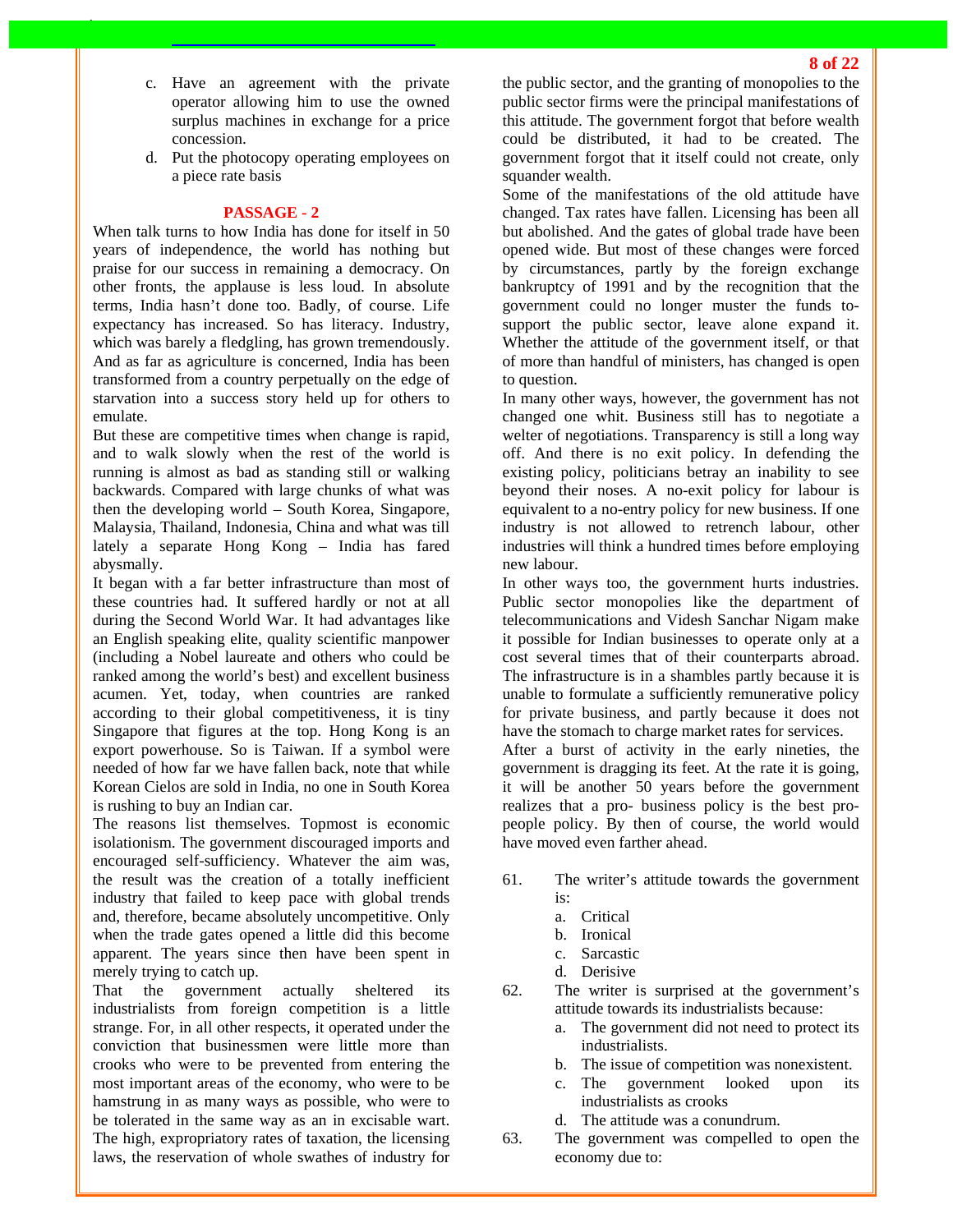c. Have an agreement with the private operator allowing him to use the owned surplus machines in exchange for a price concession.
d. Put the photocopy operating employees on a piece rate basis

## PASSAGE - 2

When talk turns to how India has done for itself in 50 years of independence, the world has nothing but praise for our success in remaining a democracy. On other fronts, the applause is less loud. In absolute terms, India hasn't done too. Badly, of course. Life expectancy has increased. So has literacy. Industry, which was barely a fledgling, has grown tremendously. And as far as agriculture is concerned, India has been transformed from a country perpetually on the edge of starvation into a success story held up for others to emulate.

But these are competitive times when change is rapid, and to walk slowly when the rest of the world is running is almost as bad as standing still or walking backwards. Compared with large chunks of what was then the developing world – South Korea, Singapore, Malaysia, Thailand, Indonesia, China and what was till lately a separate Hong Kong – India has fared abysmally.

It began with a far better infrastructure than most of these countries had. It suffered hardly or not at all during the Second World War. It had advantages like an English speaking elite, quality scientific manpower (including a Nobel laureate and others who could be ranked among the world's best) and excellent business acumen. Yet, today, when countries are ranked according to their global competitiveness, it is tiny Singapore that figures at the top. Hong Kong is an export powerhouse. So is Taiwan. If a symbol were needed of how far we have fallen back, note that while Korean Cielos are sold in India, no one in South Korea is rushing to buy an Indian car.

The reasons list themselves. Topmost is economic isolationism. The government discouraged imports and encouraged self-sufficiency. Whatever the aim was, the result was the creation of a totally inefficient industry that failed to keep pace with global trends and, therefore, became absolutely uncompetitive. Only when the trade gates opened a little did this become apparent. The years since then have been spent in merely trying to catch up.

That the government actually sheltered its industrialists from foreign competition is a little strange. For, in all other respects, it operated under the conviction that businessmen were little more than crooks who were to be prevented from entering the most important areas of the economy, who were to be hamstrung in as many ways as possible, who were to be tolerated in the same way as an in excisable wart. The high, expropriatory rates of taxation, the licensing laws, the reservation of whole swathes of industry for the public sector, and the granting of monopolies to the public sector firms were the principal manifestations of this attitude. The government forgot that before wealth could be distributed, it had to be created. The government forgot that it itself could not create, only squander wealth.

Some of the manifestations of the old attitude have changed. Tax rates have fallen. Licensing has been all but abolished. And the gates of global trade have been opened wide. But most of these changes were forced by circumstances, partly by the foreign exchange bankruptcy of 1991 and by the recognition that the government could no longer muster the funds to-support the public sector, leave alone expand it. Whether the attitude of the government itself, or that of more than handful of ministers, has changed is open to question.

In many other ways, however, the government has not changed one whit. Business still has to negotiate a welter of negotiations. Transparency is still a long way off. And there is no exit policy. In defending the existing policy, politicians betray an inability to see beyond their noses. A no-exit policy for labour is equivalent to a no-entry policy for new business. If one industry is not allowed to retrench labour, other industries will think a hundred times before employing new labour.

In other ways too, the government hurts industries. Public sector monopolies like the department of telecommunications and Videsh Sanchar Nigam make it possible for Indian businesses to operate only at a cost several times that of their counterparts abroad. The infrastructure is in a shambles partly because it is unable to formulate a sufficiently remunerative policy for private business, and partly because it does not have the stomach to charge market rates for services.

After a burst of activity in the early nineties, the government is dragging its feet. At the rate it is going, it will be another 50 years before the government realizes that a pro- business policy is the best pro-people policy. By then of course, the world would have moved even farther ahead.

61. The writer's attitude towards the government is:
   a. Critical
   b. Ironical
   c. Sarcastic
   d. Derisive

62. The writer is surprised at the government's attitude towards its industrialists because:
   a. The government did not need to protect its industrialists.
   b. The issue of competition was nonexistent.
   c. The government looked upon its industrialists as crooks
   d. The attitude was a conundrum.

63. The government was compelled to open the economy due to: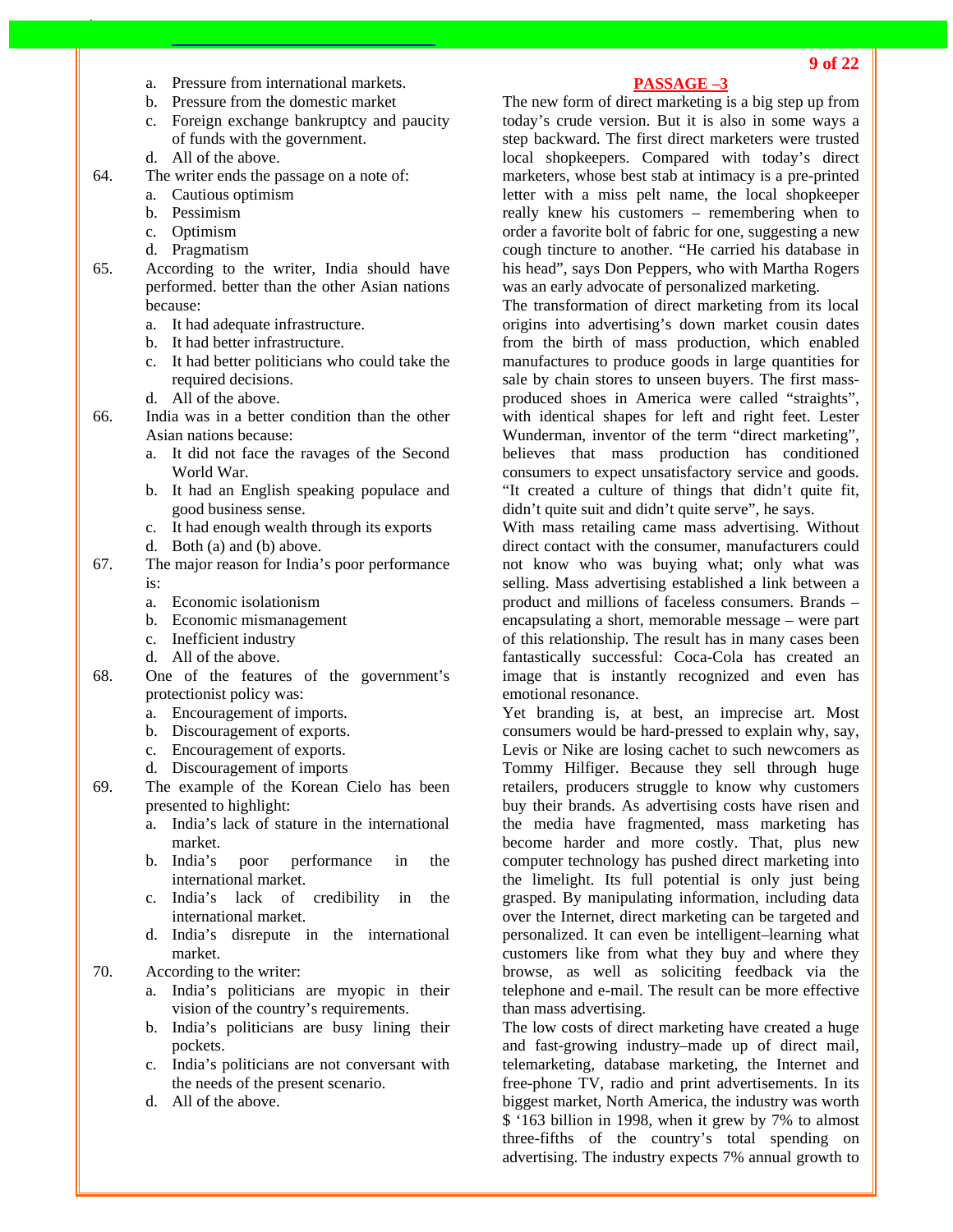a. Pressure from international markets.
b. Pressure from the domestic market
c. Foreign exchange bankruptcy and paucity of funds with the government.
d. All of the above.

64. The writer ends the passage on a note of:
a. Cautious optimism
b. Pessimism
c. Optimism
d. Pragmatism

65. According to the writer, India should have performed. better than the other Asian nations because:
a. It had adequate infrastructure.
b. It had better infrastructure.
c. It had better politicians who could take the required decisions.
d. All of the above.

66. India was in a better condition than the other Asian nations because:
a. It did not face the ravages of the Second World War.
b. It had an English speaking populace and good business sense.
c. It had enough wealth through its exports
d. Both (a) and (b) above.

67. The major reason for India's poor performance is:
a. Economic isolationism
b. Economic mismanagement
c. Inefficient industry
d. All of the above.

68. One of the features of the government's protectionist policy was:
a. Encouragement of imports.
b. Discouragement of exports.
c. Encouragement of exports.
d. Discouragement of imports

69. The example of the Korean Cielo has been presented to highlight:
a. India's lack of stature in the international market.
b. India's poor performance in the international market.
c. India's lack of credibility in the international market.
d. India's disrepute in the international market.

70. According to the writer:
a. India's politicians are myopic in their vision of the country's requirements.
b. India's politicians are busy lining their pockets.
c. India's politicians are not conversant with the needs of the present scenario.
d. All of the above.

## PASSAGE –3

The new form of direct marketing is a big step up from today's crude version. But it is also in some ways a step backward. The first direct marketers were trusted local shopkeepers. Compared with today's direct marketers, whose best stab at intimacy is a pre-printed letter with a miss pelt name, the local shopkeeper really knew his customers – remembering when to order a favorite bolt of fabric for one, suggesting a new cough tincture to another. "He carried his database in his head", says Don Peppers, who with Martha Rogers was an early advocate of personalized marketing.

The transformation of direct marketing from its local origins into advertising's down market cousin dates from the birth of mass production, which enabled manufactures to produce goods in large quantities for sale by chain stores to unseen buyers. The first mass-produced shoes in America were called "straights", with identical shapes for left and right feet. Lester Wunderman, inventor of the term "direct marketing", believes that mass production has conditioned consumers to expect unsatisfactory service and goods. "It created a culture of things that didn't quite fit, didn't quite suit and didn't quite serve", he says.

With mass retailing came mass advertising. Without direct contact with the consumer, manufacturers could not know who was buying what; only what was selling. Mass advertising established a link between a product and millions of faceless consumers. Brands – encapsulating a short, memorable message – were part of this relationship. The result has in many cases been fantastically successful: Coca-Cola has created an image that is instantly recognized and even has emotional resonance.

Yet branding is, at best, an imprecise art. Most consumers would be hard-pressed to explain why, say, Levis or Nike are losing cachet to such newcomers as Tommy Hilfiger. Because they sell through huge retailers, producers struggle to know why customers buy their brands. As advertising costs have risen and the media have fragmented, mass marketing has become harder and more costly. That, plus new computer technology has pushed direct marketing into the limelight. Its full potential is only just being grasped. By manipulating information, including data over the Internet, direct marketing can be targeted and personalized. It can even be intelligent–learning what customers like from what they buy and where they browse, as well as soliciting feedback via the telephone and e-mail. The result can be more effective than mass advertising.

The low costs of direct marketing have created a huge and fast-growing industry–made up of direct mail, telemarketing, database marketing, the Internet and free-phone TV, radio and print advertisements. In its biggest market, North America, the industry was worth $ '163 billion in 1998, when it grew by 7% to almost three-fifths of the country's total spending on advertising. The industry expects 7% annual growth to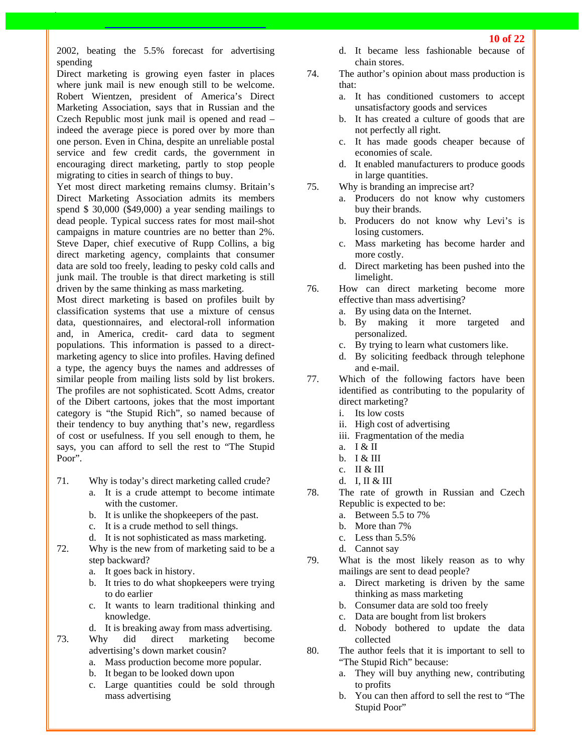2002, beating the 5.5% forecast for advertising spending

Direct marketing is growing eyen faster in places where junk mail is new enough still to be welcome. Robert Wientzen, president of America's Direct Marketing Association, says that in Russian and the Czech Republic most junk mail is opened and read – indeed the average piece is pored over by more than one person. Even in China, despite an unreliable postal service and few credit cards, the government in encouraging direct marketing, partly to stop people migrating to cities in search of things to buy.

Yet most direct marketing remains clumsy. Britain's Direct Marketing Association admits its members spend $ 30,000 ($49,000) a year sending mailings to dead people. Typical success rates for most mail-shot campaigns in mature countries are no better than 2%. Steve Daper, chief executive of Rupp Collins, a big direct marketing agency, complaints that consumer data are sold too freely, leading to pesky cold calls and junk mail. The trouble is that direct marketing is still driven by the same thinking as mass marketing.

Most direct marketing is based on profiles built by classification systems that use a mixture of census data, questionnaires, and electoral-roll information and, in America, credit- card data to segment populations. This information is passed to a direct-marketing agency to slice into profiles. Having defined a type, the agency buys the names and addresses of similar people from mailing lists sold by list brokers. The profiles are not sophisticated. Scott Adms, creator of the Dibert cartoons, jokes that the most important category is "the Stupid Rich", so named because of their tendency to buy anything that's new, regardless of cost or usefulness. If you sell enough to them, he says, you can afford to sell the rest to "The Stupid Poor".

71. Why is today's direct marketing called crude?
    a. It is a crude attempt to become intimate with the customer.
    b. It is unlike the shopkeepers of the past.
    c. It is a crude method to sell things.
    d. It is not sophisticated as mass marketing.

72. Why is the new from of marketing said to be a step backward?
    a. It goes back in history.
    b. It tries to do what shopkeepers were trying to do earlier
    c. It wants to learn traditional thinking and knowledge.
    d. It is breaking away from mass advertising.

73. Why did direct marketing become advertising's down market cousin?
    a. Mass production become more popular.
    b. It began to be looked down upon
    c. Large quantities could be sold through mass advertising
    d. It became less fashionable because of chain stores.

74. The author's opinion about mass production is that:
    a. It has conditioned customers to accept unsatisfactory goods and services
    b. It has created a culture of goods that are not perfectly all right.
    c. It has made goods cheaper because of economies of scale.
    d. It enabled manufacturers to produce goods in large quantities.

75. Why is branding an imprecise art?
    a. Producers do not know why customers buy their brands.
    b. Producers do not know why Levi's is losing customers.
    c. Mass marketing has become harder and more costly.
    d. Direct marketing has been pushed into the limelight.

76. How can direct marketing become more effective than mass advertising?
    a. By using data on the Internet.
    b. By making it more targeted and personalized.
    c. By trying to learn what customers like.
    d. By soliciting feedback through telephone and e-mail.

77. Which of the following factors have been identified as contributing to the popularity of direct marketing?
    i. Its low costs
    ii. High cost of advertising
    iii. Fragmentation of the media
    a. I & II
    b. I & III
    c. II & III
    d. I, II & III

78. The rate of growth in Russian and Czech Republic is expected to be:
    a. Between 5.5 to 7%
    b. More than 7%
    c. Less than 5.5%
    d. Cannot say

79. What is the most likely reason as to why mailings are sent to dead people?
    a. Direct marketing is driven by the same thinking as mass marketing
    b. Consumer data are sold too freely
    c. Data are bought from list brokers
    d. Nobody bothered to update the data collected

80. The author feels that it is important to sell to "The Stupid Rich" because:
    a. They will buy anything new, contributing to profits
    b. You can then afford to sell the rest to "The Stupid Poor"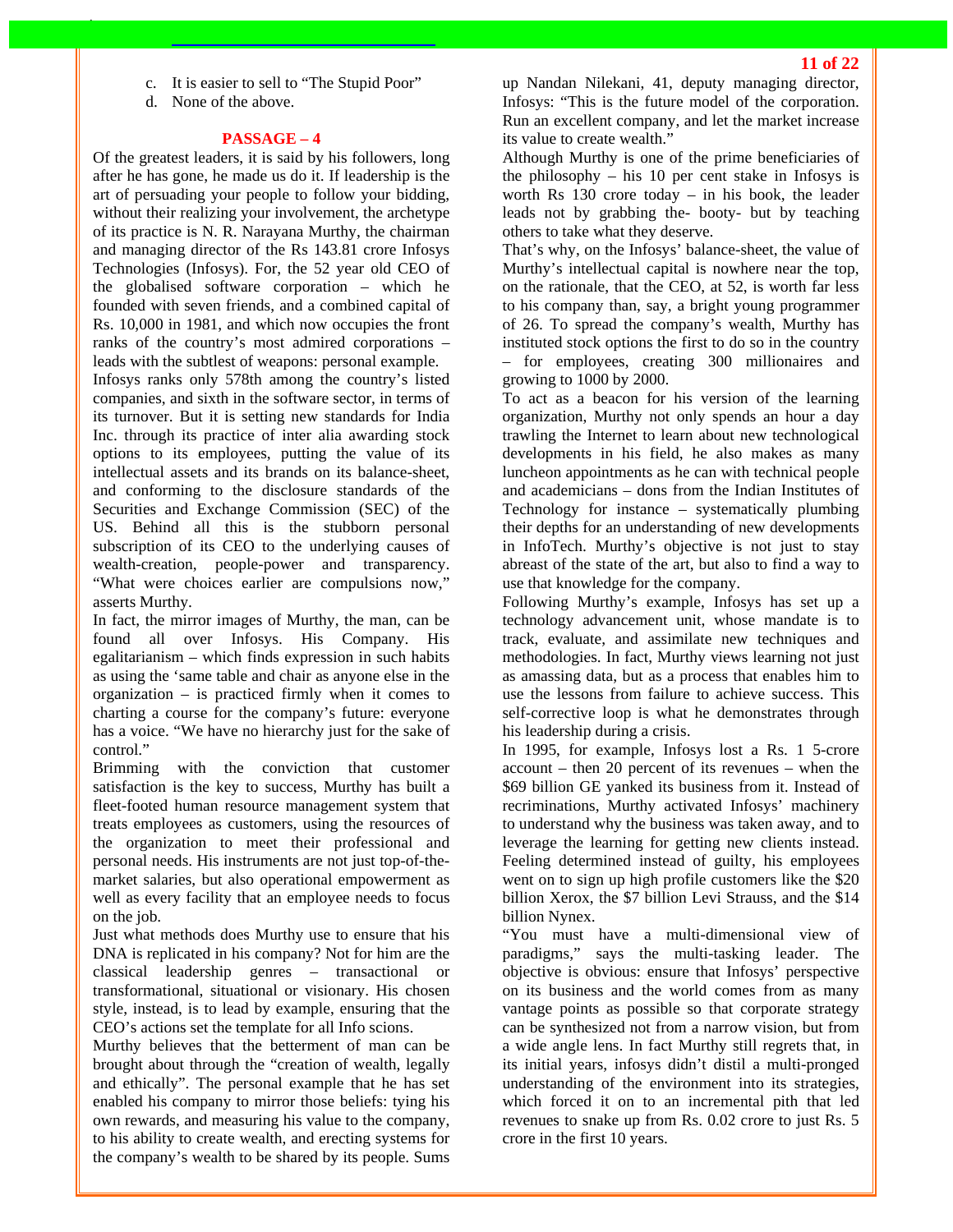c. It is easier to sell to "The Stupid Poor"

d. None of the above.

## PASSAGE – 4

Of the greatest leaders, it is said by his followers, long after he has gone, he made us do it. If leadership is the art of persuading your people to follow your bidding, without their realizing your involvement, the archetype of its practice is N. R. Narayana Murthy, the chairman and managing director of the Rs 143.81 crore Infosys Technologies (Infosys). For, the 52 year old CEO of the globalised software corporation – which he founded with seven friends, and a combined capital of Rs. 10,000 in 1981, and which now occupies the front ranks of the country's most admired corporations – leads with the subtlest of weapons: personal example.

Infosys ranks only 578th among the country's listed companies, and sixth in the software sector, in terms of its turnover. But it is setting new standards for India Inc. through its practice of inter alia awarding stock options to its employees, putting the value of its intellectual assets and its brands on its balance-sheet, and conforming to the disclosure standards of the Securities and Exchange Commission (SEC) of the US. Behind all this is the stubborn personal subscription of its CEO to the underlying causes of wealth-creation, people-power and transparency. "What were choices earlier are compulsions now," asserts Murthy.

In fact, the mirror images of Murthy, the man, can be found all over Infosys. His Company. His egalitarianism – which finds expression in such habits as using the 'same table and chair as anyone else in the organization – is practiced firmly when it comes to charting a course for the company's future: everyone has a voice. "We have no hierarchy just for the sake of control."

Brimming with the conviction that customer satisfaction is the key to success, Murthy has built a fleet-footed human resource management system that treats employees as customers, using the resources of the organization to meet their professional and personal needs. His instruments are not just top-of-the-market salaries, but also operational empowerment as well as every facility that an employee needs to focus on the job.

Just what methods does Murthy use to ensure that his DNA is replicated in his company? Not for him are the classical leadership genres – transactional or transformational, situational or visionary. His chosen style, instead, is to lead by example, ensuring that the CEO's actions set the template for all Info scions.

Murthy believes that the betterment of man can be brought about through the "creation of wealth, legally and ethically". The personal example that he has set enabled his company to mirror those beliefs: tying his own rewards, and measuring his value to the company, to his ability to create wealth, and erecting systems for the company's wealth to be shared by its people. Sums up Nandan Nilekani, 41, deputy managing director, Infosys: "This is the future model of the corporation. Run an excellent company, and let the market increase its value to create wealth."

Although Murthy is one of the prime beneficiaries of the philosophy – his 10 per cent stake in Infosys is worth Rs 130 crore today – in his book, the leader leads not by grabbing the- booty- but by teaching others to take what they deserve.

That's why, on the Infosys' balance-sheet, the value of Murthy's intellectual capital is nowhere near the top, on the rationale, that the CEO, at 52, is worth far less to his company than, say, a bright young programmer of 26. To spread the company's wealth, Murthy has instituted stock options the first to do so in the country – for employees, creating 300 millionaires and growing to 1000 by 2000.

To act as a beacon for his version of the learning organization, Murthy not only spends an hour a day trawling the Internet to learn about new technological developments in his field, he also makes as many luncheon appointments as he can with technical people and academicians – dons from the Indian Institutes of Technology for instance – systematically plumbing their depths for an understanding of new developments in InfoTech. Murthy's objective is not just to stay abreast of the state of the art, but also to find a way to use that knowledge for the company.

Following Murthy's example, Infosys has set up a technology advancement unit, whose mandate is to track, evaluate, and assimilate new techniques and methodologies. In fact, Murthy views learning not just as amassing data, but as a process that enables him to use the lessons from failure to achieve success. This self-corrective loop is what he demonstrates through his leadership during a crisis.

In 1995, for example, Infosys lost a Rs. 1 5-crore account – then 20 percent of its revenues – when the $69 billion GE yanked its business from it. Instead of recriminations, Murthy activated Infosys' machinery to understand why the business was taken away, and to leverage the learning for getting new clients instead. Feeling determined instead of guilty, his employees went on to sign up high profile customers like the $20 billion Xerox, the $7 billion Levi Strauss, and the $14 billion Nynex.

"You must have a multi-dimensional view of paradigms," says the multi-tasking leader. The objective is obvious: ensure that Infosys' perspective on its business and the world comes from as many vantage points as possible so that corporate strategy can be synthesized not from a narrow vision, but from a wide angle lens. In fact Murthy still regrets that, in its initial years, infosys didn't distil a multi-pronged understanding of the environment into its strategies, which forced it on to an incremental pith that led revenues to snake up from Rs. 0.02 crore to just Rs. 5 crore in the first 10 years.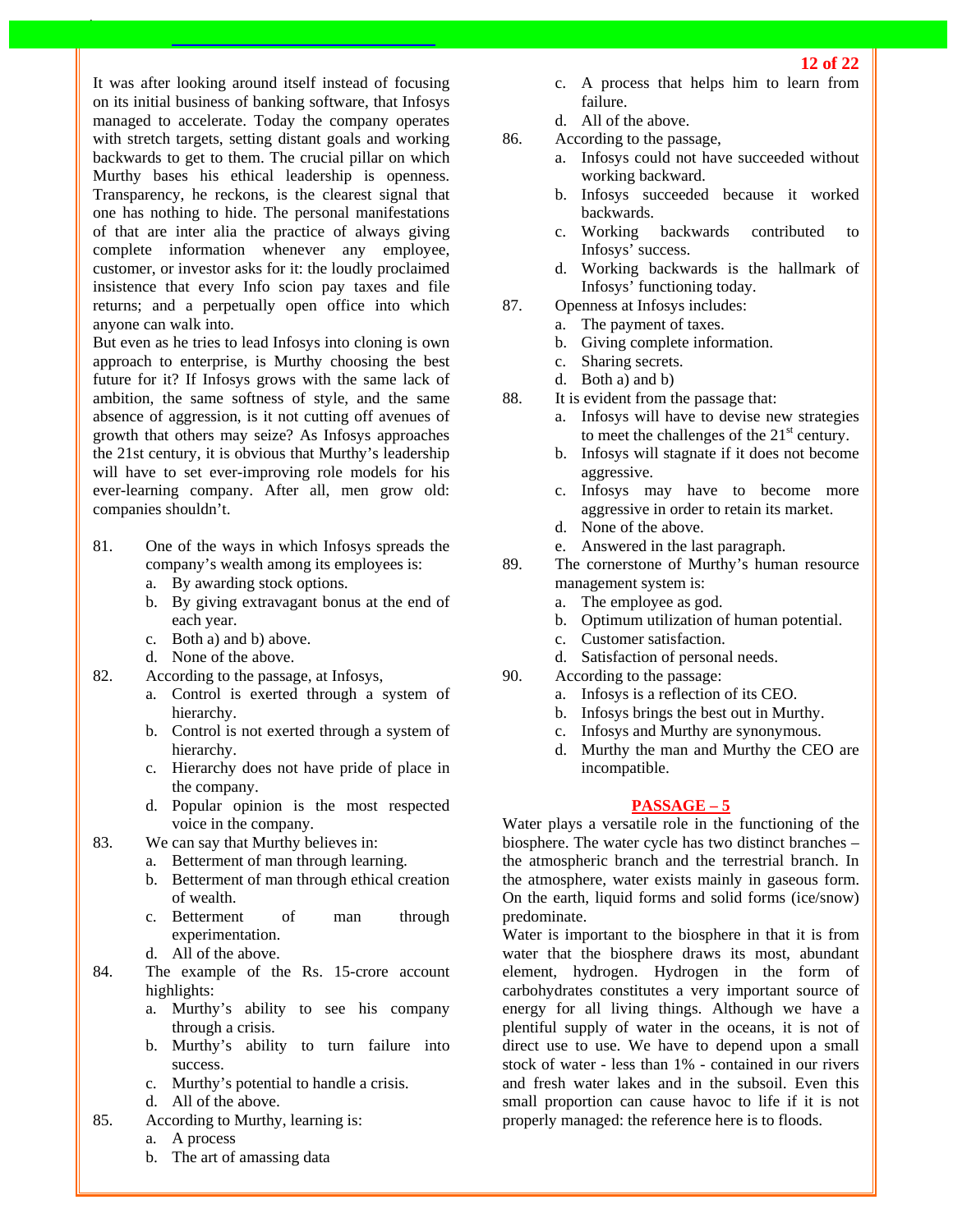It was after looking around itself instead of focusing on its initial business of banking software, that Infosys managed to accelerate. Today the company operates with stretch targets, setting distant goals and working backwards to get to them. The crucial pillar on which Murthy bases his ethical leadership is openness. Transparency, he reckons, is the clearest signal that one has nothing to hide. The personal manifestations of that are inter alia the practice of always giving complete information whenever any employee, customer, or investor asks for it: the loudly proclaimed insistence that every Info scion pay taxes and file returns; and a perpetually open office into which anyone can walk into.

But even as he tries to lead Infosys into cloning is own approach to enterprise, is Murthy choosing the best future for it? If Infosys grows with the same lack of ambition, the same softness of style, and the same absence of aggression, is it not cutting off avenues of growth that others may seize? As Infosys approaches the 21st century, it is obvious that Murthy's leadership will have to set ever-improving role models for his ever-learning company. After all, men grow old: companies shouldn't.

81. One of the ways in which Infosys spreads the company's wealth among its employees is:
    a. By awarding stock options.
    b. By giving extravagant bonus at the end of each year.
    c. Both a) and b) above.
    d. None of the above.

82. According to the passage, at Infosys,
    a. Control is exerted through a system of hierarchy.
    b. Control is not exerted through a system of hierarchy.
    c. Hierarchy does not have pride of place in the company.
    d. Popular opinion is the most respected voice in the company.

83. We can say that Murthy believes in:
    a. Betterment of man through learning.
    b. Betterment of man through ethical creation of wealth.
    c. Betterment of man through experimentation.
    d. All of the above.

84. The example of the Rs. 15-crore account highlights:
    a. Murthy's ability to see his company through a crisis.
    b. Murthy's ability to turn failure into success.
    c. Murthy's potential to handle a crisis.
    d. All of the above.

85. According to Murthy, learning is:
    a. A process
    b. The art of amassing data
    c. A process that helps him to learn from failure.
    d. All of the above.

86. According to the passage,
    a. Infosys could not have succeeded without working backward.
    b. Infosys succeeded because it worked backwards.
    c. Working backwards contributed to Infosys' success.
    d. Working backwards is the hallmark of Infosys' functioning today.

87. Openness at Infosys includes:
    a. The payment of taxes.
    b. Giving complete information.
    c. Sharing secrets.
    d. Both a) and b)

88. It is evident from the passage that:
    a. Infosys will have to devise new strategies to meet the challenges of the 21st century.
    b. Infosys will stagnate if it does not become aggressive.
    c. Infosys may have to become more aggressive in order to retain its market.
    d. None of the above.
    e. Answered in the last paragraph.

89. The cornerstone of Murthy's human resource management system is:
    a. The employee as god.
    b. Optimum utilization of human potential.
    c. Customer satisfaction.
    d. Satisfaction of personal needs.

90. According to the passage:
    a. Infosys is a reflection of its CEO.
    b. Infosys brings the best out in Murthy.
    c. Infosys and Murthy are synonymous.
    d. Murthy the man and Murthy the CEO are incompatible.

## PASSAGE – 5

Water plays a versatile role in the functioning of the biosphere. The water cycle has two distinct branches – the atmospheric branch and the terrestrial branch. In the atmosphere, water exists mainly in gaseous form. On the earth, liquid forms and solid forms (ice/snow) predominate.

Water is important to the biosphere in that it is from water that the biosphere draws its most, abundant element, hydrogen. Hydrogen in the form of carbohydrates constitutes a very important source of energy for all living things. Although we have a plentiful supply of water in the oceans, it is not of direct use to use. We have to depend upon a small stock of water - less than 1% - contained in our rivers and fresh water lakes and in the subsoil. Even this small proportion can cause havoc to life if it is not properly managed: the reference here is to floods.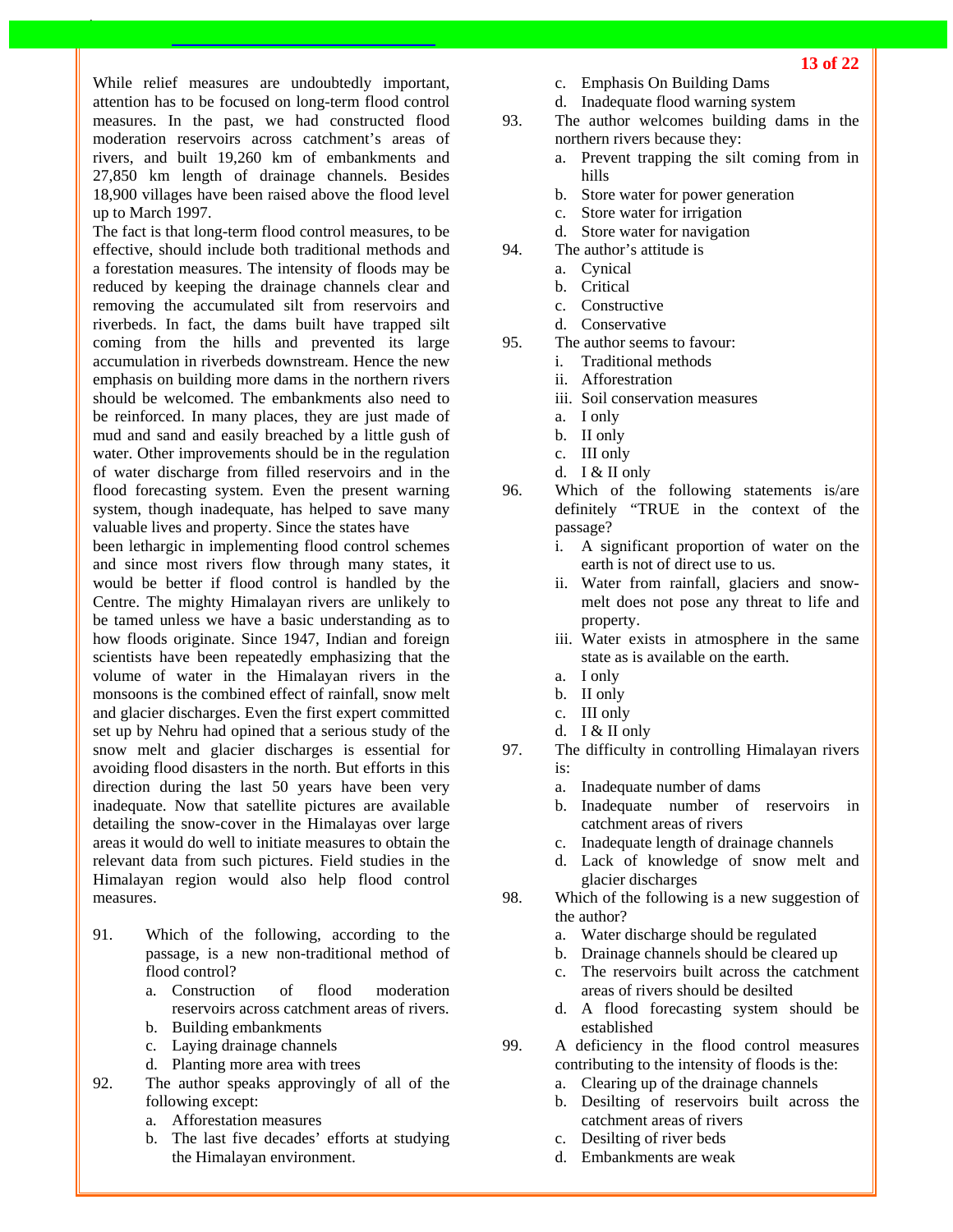While relief measures are undoubtedly important, attention has to be focused on long-term flood control measures. In the past, we had constructed flood moderation reservoirs across catchment's areas of rivers, and built 19,260 km of embankments and 27,850 km length of drainage channels. Besides 18,900 villages have been raised above the flood level up to March 1997.

The fact is that long-term flood control measures, to be effective, should include both traditional methods and a forestation measures. The intensity of floods may be reduced by keeping the drainage channels clear and removing the accumulated silt from reservoirs and riverbeds. In fact, the dams built have trapped silt coming from the hills and prevented its large accumulation in riverbeds downstream. Hence the new emphasis on building more dams in the northern rivers should be welcomed. The embankments also need to be reinforced. In many places, they are just made of mud and sand and easily breached by a little gush of water. Other improvements should be in the regulation of water discharge from filled reservoirs and in the flood forecasting system. Even the present warning system, though inadequate, has helped to save many valuable lives and property. Since the states have been lethargic in implementing flood control schemes and since most rivers flow through many states, it would be better if flood control is handled by the Centre. The mighty Himalayan rivers are unlikely to be tamed unless we have a basic understanding as to how floods originate. Since 1947, Indian and foreign scientists have been repeatedly emphasizing that the volume of water in the Himalayan rivers in the monsoons is the combined effect of rainfall, snow melt and glacier discharges. Even the first expert committed set up by Nehru had opined that a serious study of the snow melt and glacier discharges is essential for avoiding flood disasters in the north. But efforts in this direction during the last 50 years have been very inadequate. Now that satellite pictures are available detailing the snow-cover in the Himalayas over large areas it would do well to initiate measures to obtain the relevant data from such pictures. Field studies in the Himalayan region would also help flood control measures.

91. Which of the following, according to the passage, is a new non-traditional method of flood control?
   a. Construction of flood moderation reservoirs across catchment areas of rivers.
   b. Building embankments
   c. Laying drainage channels
   d. Planting more area with trees

92. The author speaks approvingly of all of the following except:
   a. Afforestation measures
   b. The last five decades' efforts at studying the Himalayan environment.
   c. Emphasis On Building Dams
   d. Inadequate flood warning system

93. The author welcomes building dams in the northern rivers because they:
   a. Prevent trapping the silt coming from in hills
   b. Store water for power generation
   c. Store water for irrigation
   d. Store water for navigation

94. The author's attitude is
   a. Cynical
   b. Critical
   c. Constructive
   d. Conservative

95. The author seems to favour:
   i. Traditional methods
   ii. Afforestation
   iii. Soil conservation measures
   a. I only
   b. II only
   c. III only
   d. I & II only

96. Which of the following statements is/are definitely "TRUE in the context of the passage?
   i. A significant proportion of water on the earth is not of direct use to us.
   ii. Water from rainfall, glaciers and snow-melt does not pose any threat to life and property.
   iii. Water exists in atmosphere in the same state as is available on the earth.
   a. I only
   b. II only
   c. III only
   d. I & II only

97. The difficulty in controlling Himalayan rivers is:
   a. Inadequate number of dams
   b. Inadequate number of reservoirs in catchment areas of rivers
   c. Inadequate length of drainage channels
   d. Lack of knowledge of snow melt and glacier discharges

98. Which of the following is a new suggestion of the author?
   a. Water discharge should be regulated
   b. Drainage channels should be cleared up
   c. The reservoirs built across the catchment areas of rivers should be desilted
   d. A flood forecasting system should be established

99. A deficiency in the flood control measures contributing to the intensity of floods is the:
   a. Clearing up of the drainage channels
   b. Desilting of reservoirs built across the catchment areas of rivers
   c. Desilting of river beds
   d. Embankments are weak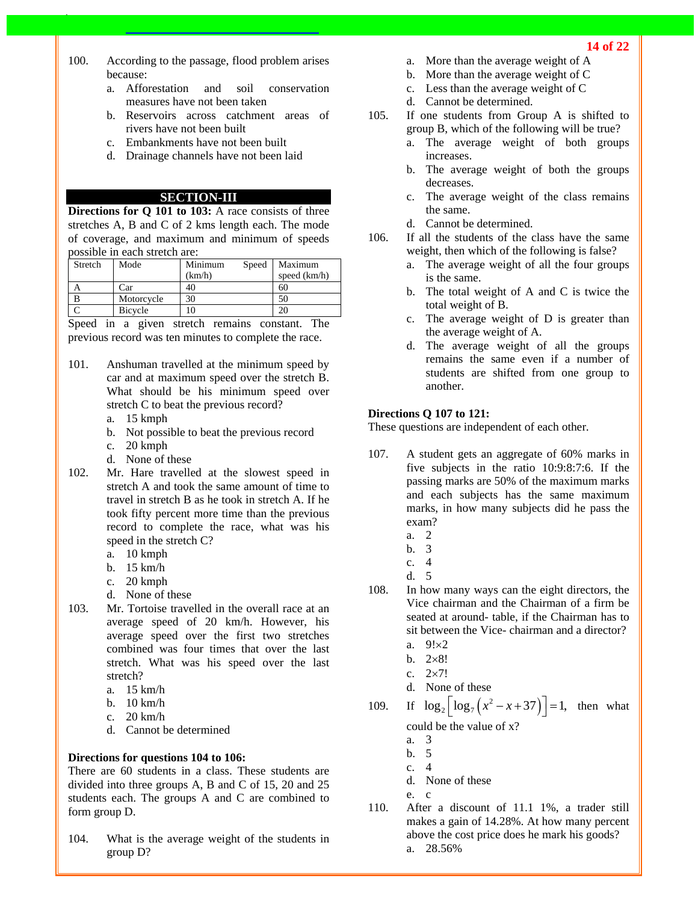100. According to the passage, flood problem arises because:
   a. Afforestation and soil conservation measures have not been taken
   b. Reservoirs across catchment areas of rivers have not been built
   c. Embankments have not been built
   d. Drainage channels have not been laid

## SECTION-III

**Directions for Q 101 to 103:** A race consists of three stretches A, B and C of 2 kms length each. The mode of coverage, and maximum and minimum of speeds possible in each stretch are:

| Stretch | Mode | Minimum Speed (km/h) | Maximum speed (km/h) |
|---|---|---|---|
| A | Car | 40 | 60 |
| B | Motorcycle | 30 | 50 |
| C | Bicycle | 10 | 20 |

Speed in a given stretch remains constant. The previous record was ten minutes to complete the race.

101. Anshuman travelled at the minimum speed by car and at maximum speed over the stretch B. What should be his minimum speed over stretch C to beat the previous record?
   a. 15 kmph
   b. Not possible to beat the previous record
   c. 20 kmph
   d. None of these

102. Mr. Hare travelled at the slowest speed in stretch A and took the same amount of time to travel in stretch B as he took in stretch A. If he took fifty percent more time than the previous record to complete the race, what was his speed in the stretch C?
   a. 10 kmph
   b. 15 km/h
   c. 20 kmph
   d. None of these

103. Mr. Tortoise travelled in the overall race at an average speed of 20 km/h. However, his average speed over the first two stretches combined was four times that over the last stretch. What was his speed over the last stretch?
   a. 15 km/h
   b. 10 km/h
   c. 20 km/h
   d. Cannot be determined

**Directions for questions 104 to 106:**
There are 60 students in a class. These students are divided into three groups A, B and C of 15, 20 and 25 students each. The groups A and C are combined to form group D.

104. What is the average weight of the students in group D?
   a. More than the average weight of A
   b. More than the average weight of C
   c. Less than the average weight of C
   d. Cannot be determined.

105. If one students from Group A is shifted to group B, which of the following will be true?
   a. The average weight of both groups increases.
   b. The average weight of both the groups decreases.
   c. The average weight of the class remains the same.
   d. Cannot be determined.

106. If all the students of the class have the same weight, then which of the following is false?
   a. The average weight of all the four groups is the same.
   b. The total weight of A and C is twice the total weight of B.
   c. The average weight of D is greater than the average weight of A.
   d. The average weight of all the groups remains the same even if a number of students are shifted from one group to another.

**Directions Q 107 to 121:**
These questions are independent of each other.

107. A student gets an aggregate of 60% marks in five subjects in the ratio 10:9:8:7:6. If the passing marks are 50% of the maximum marks and each subjects has the same maximum marks, in how many subjects did he pass the exam?
   a. 2
   b. 3
   c. 4
   d. 5

108. In how many ways can the eight directors, the Vice chairman and the Chairman of a firm be seated at around- table, if the Chairman has to sit between the Vice- chairman and a director?
   a. $9! \times 2$
   b. $2 \times 8!$
   c. $2 \times 7!$
   d. None of these

109. If $\log_2\left[\log_7\left(x^2 - x + 37\right)\right] = 1,$ then what could be the value of x?
   a. 3
   b. 5
   c. 4
   d. None of these
   e. c

110. After a discount of 11.1 1%, a trader still makes a gain of 14.28%. At how many percent above the cost price does he mark his goods?
   a. 28.56%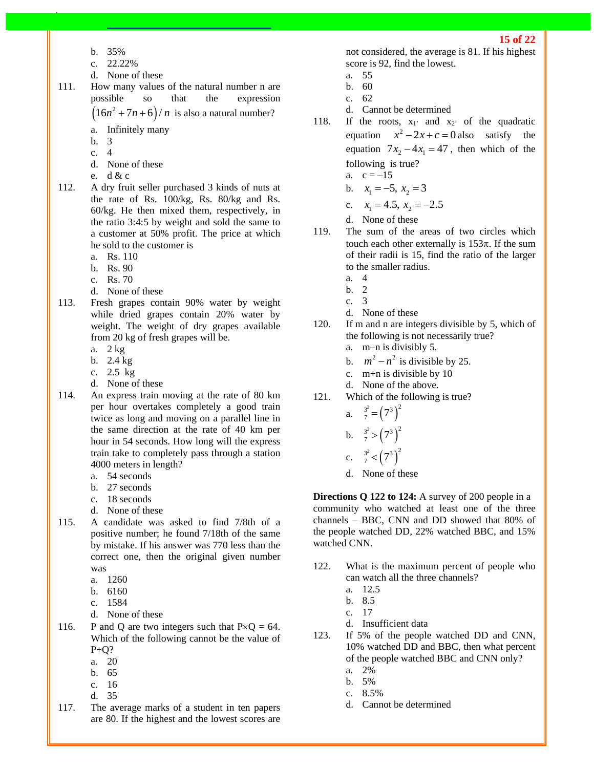b. 35%
c. 22.22%
d. None of these

111. How many values of the natural number n are possible so that the expression $\left(16n^2+7n+6\right)/n$ is also a natural number?
a. Infinitely many
b. 3
c. 4
d. None of these
e. d & c

112. A dry fruit seller purchased 3 kinds of nuts at the rate of Rs. 100/kg, Rs. 80/kg and Rs. 60/kg. He then mixed them, respectively, in the ratio 3:4:5 by weight and sold the same to a customer at 50% profit. The price at which he sold to the customer is
a. Rs. 110
b. Rs. 90
c. Rs. 70
d. None of these

113. Fresh grapes contain 90% water by weight while dried grapes contain 20% water by weight. The weight of dry grapes available from 20 kg of fresh grapes will be.
a. 2 kg
b. 2.4 kg
c. 2.5 kg
d. None of these

114. An express train moving at the rate of 80 km per hour overtakes completely a good train twice as long and moving on a parallel line in the same direction at the rate of 40 km per hour in 54 seconds. How long will the express train take to completely pass through a station 4000 meters in length?
a. 54 seconds
b. 27 seconds
c. 18 seconds
d. None of these

115. A candidate was asked to find 7/8th of a positive number; he found 7/18th of the same by mistake. If his answer was 770 less than the correct one, then the original given number was
a. 1260
b. 6160
c. 1584
d. None of these

116. P and Q are two integers such that P×Q = 64. Which of the following cannot be the value of P+Q?
a. 20
b. 65
c. 16
d. 35

117. The average marks of a student in ten papers are 80. If the highest and the lowest scores are not considered, the average is 81. If his highest score is 92, find the lowest.
a. 55
b. 60
c. 62
d. Cannot be determined

118. If the roots, $x_1$, and $x_2$, of the quadratic equation $x^2-2x+c=0$ also satisfy the equation $7x_2-4x_1=47$, then which of the following is true?
a. c = –15
b. $x_1=-5,\ x_2=3$
c. $x_1=4.5,\ x_2=-2.5$
d. None of these

119. The sum of the areas of two circles which touch each other externally is 153π. If the sum of their radii is 15, find the ratio of the larger to the smaller radius.
a. 4
b. 2
c. 3
d. None of these

120. If m and n are integers divisible by 5, which of the following is not necessarily true?
a. m–n is divisibly 5.
b. $m^2-n^2$ is divisible by 25.
c. m+n is divisible by 10
d. None of the above.

121. Which of the following is true?
a. $7^{3^2}=\left(7^3\right)^2$
b. $7^{3^2}>\left(7^3\right)^2$
c. $7^{3^2}<\left(7^3\right)^2$
d. None of these

**Directions Q 122 to 124:** A survey of 200 people in a community who watched at least one of the three channels – BBC, CNN and DD showed that 80% of the people watched DD, 22% watched BBC, and 15% watched CNN.

122. What is the maximum percent of people who can watch all the three channels?
a. 12.5
b. 8.5
c. 17
d. Insufficient data

123. If 5% of the people watched DD and CNN, 10% watched DD and BBC, then what percent of the people watched BBC and CNN only?
a. 2%
b. 5%
c. 8.5%
d. Cannot be determined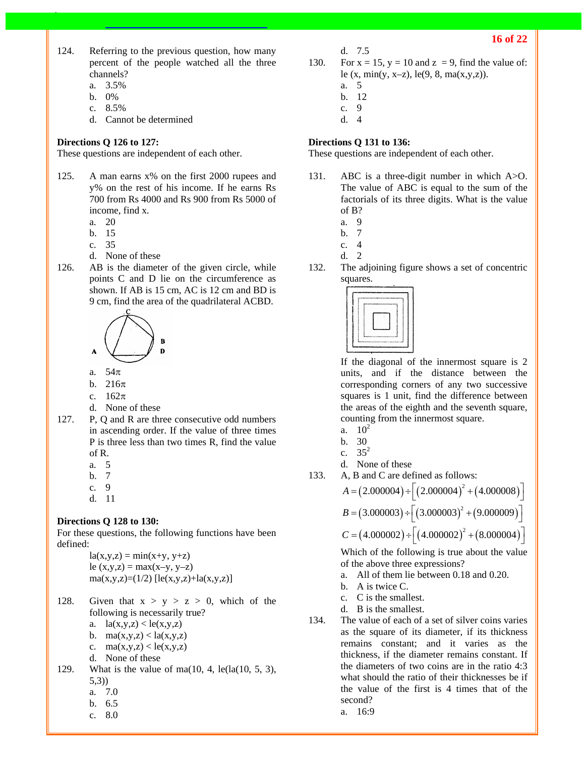124. Referring to the previous question, how many percent of the people watched all the three channels?
   a. 3.5%
   b. 0%
   c. 8.5%
   d. Cannot be determined

**Directions Q 126 to 127:**
These questions are independent of each other.

125. A man earns x% on the first 2000 rupees and y% on the rest of his income. If he earns Rs 700 from Rs 4000 and Rs 900 from Rs 5000 of income, find x.
   a. 20
   b. 15
   c. 35
   d. None of these

126. AB is the diameter of the given circle, while points C and D lie on the circumference as shown. If AB is 15 cm, AC is 12 cm and BD is 9 cm, find the area of the quadrilateral ACBD.
   a. $54\pi$
   b. $216\pi$
   c. $162\pi$
   d. None of these

127. P, Q and R are three consecutive odd numbers in ascending order. If the value of three times P is three less than two times R, find the value of R.
   a. 5
   b. 7
   c. 9
   d. 11

**Directions Q 128 to 130:**
For these questions, the following functions have been defined:

la(x,y,z) = min(x+y, y+z)
le (x,y,z) = max(x–y, y–z)
ma(x,y,z)=(1/2) [le(x,y,z)+la(x,y,z)]

128. Given that x > y > z > 0, which of the following is necessarily true?
   a. la(x,y,z) < le(x,y,z)
   b. ma(x,y,z) < la(x,y,z)
   c. ma(x,y,z) < le(x,y,z)
   d. None of these

129. What is the value of ma(10, 4, le(la(10, 5, 3), 5,3))
   a. 7.0
   b. 6.5
   c. 8.0
   d. 7.5

130. For x = 15, y = 10 and z = 9, find the value of: le (x, min(y, x–z), le(9, 8, ma(x,y,z)).
   a. 5
   b. 12
   c. 9
   d. 4

**Directions Q 131 to 136:**
These questions are independent of each other.

131. ABC is a three-digit number in which A>O. The value of ABC is equal to the sum of the factorials of its three digits. What is the value of B?
   a. 9
   b. 7
   c. 4
   d. 2

132. The adjoining figure shows a set of concentric squares.

If the diagonal of the innermost square is 2 units, and if the distance between the corresponding corners of any two successive squares is 1 unit, find the difference between the areas of the eighth and the seventh square, counting from the innermost square.
   a. $10^2$
   b. 30
   c. $35^2$
   d. None of these

133. A, B and C are defined as follows:

$$A = (2.000004) \div \left[(2.000004)^2 + (4.000008)\right]$$

$$B = (3.000003) \div \left[(3.000003)^2 + (9.000009)\right]$$

$$C = (4.000002) \div \left[(4.000002)^2 + (8.000004)\right]$$

Which of the following is true about the value of the above three expressions?
   a. All of them lie between 0.18 and 0.20.
   b. A is twice C.
   c. C is the smallest.
   d. B is the smallest.

134. The value of each of a set of silver coins varies as the square of its diameter, if its thickness remains constant; and it varies as the thickness, if the diameter remains constant. If the diameters of two coins are in the ratio 4:3 what should the ratio of their thicknesses be if the value of the first is 4 times that of the second?
   a. 16:9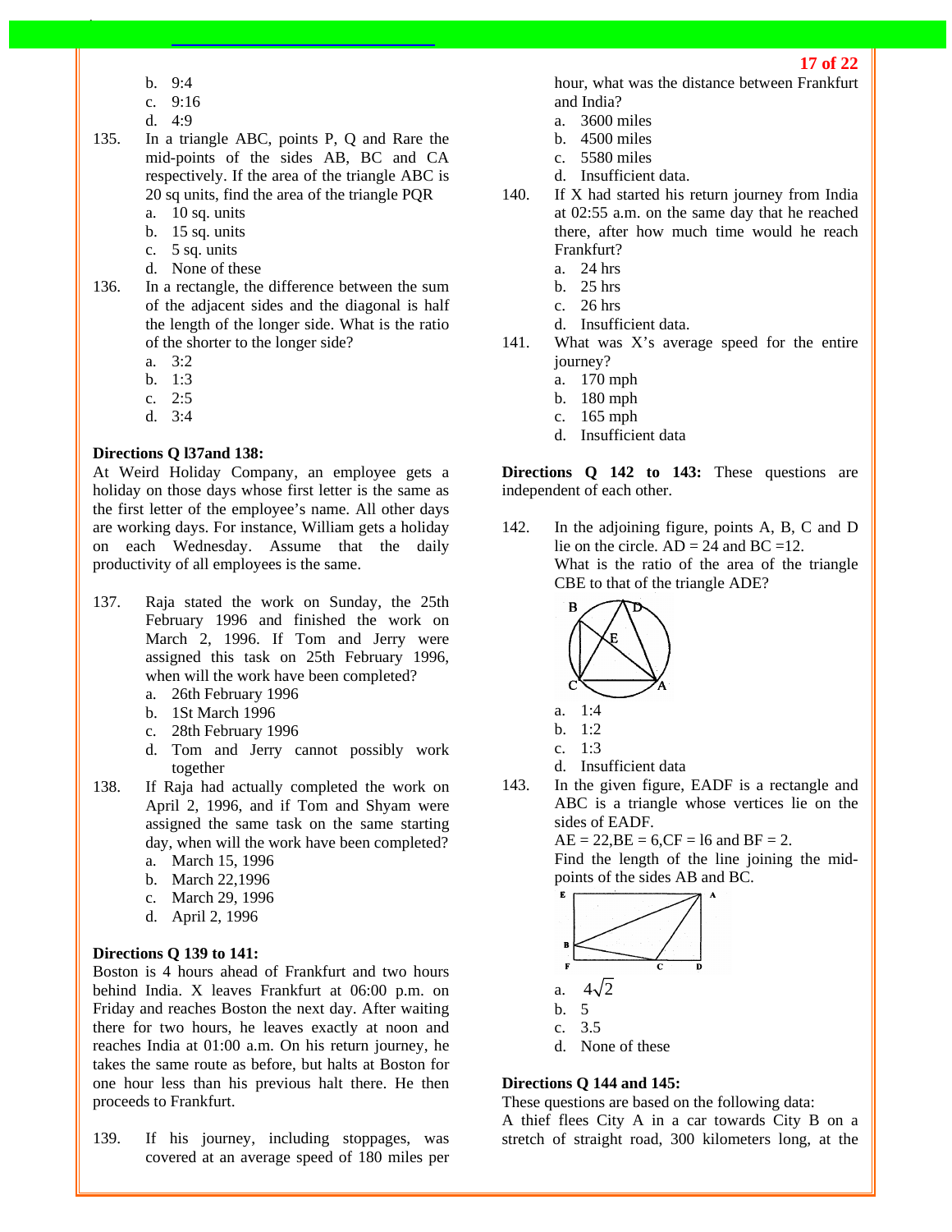b. 9:4
c. 9:16
d. 4:9

135. In a triangle ABC, points P, Q and Rare the mid-points of the sides AB, BC and CA respectively. If the area of the triangle ABC is 20 sq units, find the area of the triangle PQR
a. 10 sq. units
b. 15 sq. units
c. 5 sq. units
d. None of these

136. In a rectangle, the difference between the sum of the adjacent sides and the diagonal is half the length of the longer side. What is the ratio of the shorter to the longer side?
a. 3:2
b. 1:3
c. 2:5
d. 3:4

**Directions Q l37and 138:**

At Weird Holiday Company, an employee gets a holiday on those days whose first letter is the same as the first letter of the employee's name. All other days are working days. For instance, William gets a holiday on each Wednesday. Assume that the daily productivity of all employees is the same.

137. Raja stated the work on Sunday, the 25th February 1996 and finished the work on March 2, 1996. If Tom and Jerry were assigned this task on 25th February 1996, when will the work have been completed?
a. 26th February 1996
b. 1St March 1996
c. 28th February 1996
d. Tom and Jerry cannot possibly work together

138. If Raja had actually completed the work on April 2, 1996, and if Tom and Shyam were assigned the same task on the same starting day, when will the work have been completed?
a. March 15, 1996
b. March 22,1996
c. March 29, 1996
d. April 2, 1996

**Directions Q 139 to 141:**

Boston is 4 hours ahead of Frankfurt and two hours behind India. X leaves Frankfurt at 06:00 p.m. on Friday and reaches Boston the next day. After waiting there for two hours, he leaves exactly at noon and reaches India at 01:00 a.m. On his return journey, he takes the same route as before, but halts at Boston for one hour less than his previous halt there. He then proceeds to Frankfurt.

139. If his journey, including stoppages, was covered at an average speed of 180 miles per hour, what was the distance between Frankfurt and India?
a. 3600 miles
b. 4500 miles
c. 5580 miles
d. Insufficient data.

140. If X had started his return journey from India at 02:55 a.m. on the same day that he reached there, after how much time would he reach Frankfurt?
a. 24 hrs
b. 25 hrs
c. 26 hrs
d. Insufficient data.

141. What was X's average speed for the entire journey?
a. 170 mph
b. 180 mph
c. 165 mph
d. Insufficient data

**Directions Q 142 to 143:** These questions are independent of each other.

142. In the adjoining figure, points A, B, C and D lie on the circle. AD = 24 and BC =12.
What is the ratio of the area of the triangle CBE to that of the triangle ADE?
a. 1:4
b. 1:2
c. 1:3
d. Insufficient data

143. In the given figure, EADF is a rectangle and ABC is a triangle whose vertices lie on the sides of EADF.
AE = 22,BE = 6,CF = l6 and BF = 2.
Find the length of the line joining the mid-points of the sides AB and BC.
a. $4\sqrt{2}$
b. 5
c. 3.5
d. None of these

**Directions Q 144 and 145:**

These questions are based on the following data:
A thief flees City A in a car towards City B on a stretch of straight road, 300 kilometers long, at the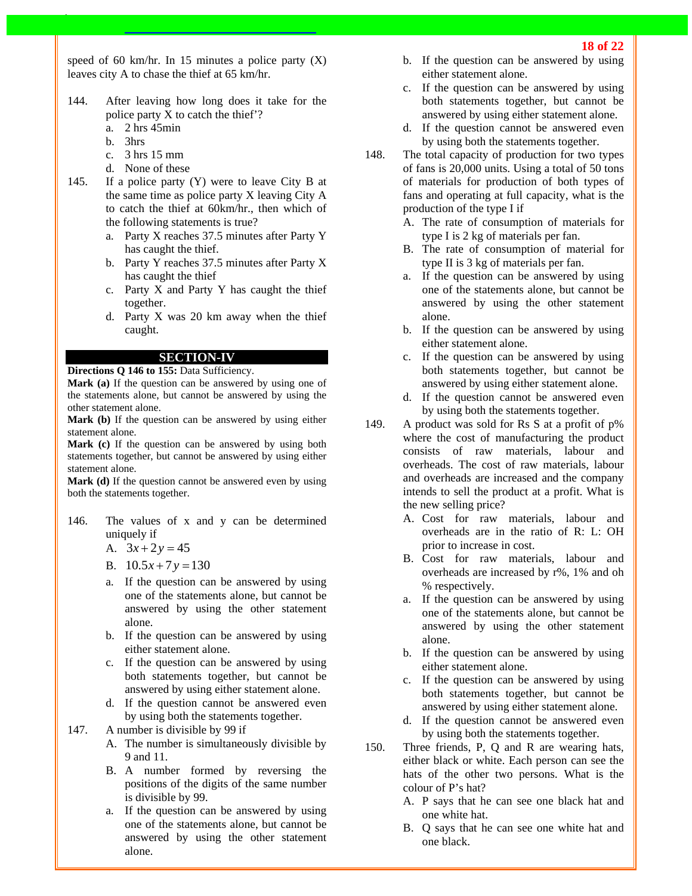speed of 60 km/hr. In 15 minutes a police party (X) leaves city A to chase the thief at 65 km/hr.

144. After leaving how long does it take for the police party X to catch the thief'?
   a. 2 hrs 45min
   b. 3hrs
   c. 3 hrs 15 mm
   d. None of these

145. If a police party (Y) were to leave City B at the same time as police party X leaving City A to catch the thief at 60km/hr., then which of the following statements is true?
   a. Party X reaches 37.5 minutes after Party Y has caught the thief.
   b. Party Y reaches 37.5 minutes after Party X has caught the thief
   c. Party X and Party Y has caught the thief together.
   d. Party X was 20 km away when the thief caught.

## SECTION-IV

**Directions Q 146 to 155:** Data Sufficiency.

**Mark (a)** If the question can be answered by using one of the statements alone, but cannot be answered by using the other statement alone.

**Mark (b)** If the question can be answered by using either statement alone.

**Mark (c)** If the question can be answered by using both statements together, but cannot be answered by using either statement alone.

**Mark (d)** If the question cannot be answered even by using both the statements together.

146. The values of x and y can be determined uniquely if
   A. $3x + 2y = 45$
   B. $10.5x + 7y = 130$
   a. If the question can be answered by using one of the statements alone, but cannot be answered by using the other statement alone.
   b. If the question can be answered by using either statement alone.
   c. If the question can be answered by using both statements together, but cannot be answered by using either statement alone.
   d. If the question cannot be answered even by using both the statements together.

147. A number is divisible by 99 if
   A. The number is simultaneously divisible by 9 and 11.
   B. A number formed by reversing the positions of the digits of the same number is divisible by 99.
   a. If the question can be answered by using one of the statements alone, but cannot be answered by using the other statement alone.
   b. If the question can be answered by using either statement alone.
   c. If the question can be answered by using both statements together, but cannot be answered by using either statement alone.
   d. If the question cannot be answered even by using both the statements together.

148. The total capacity of production for two types of fans is 20,000 units. Using a total of 50 tons of materials for production of both types of fans and operating at full capacity, what is the production of the type I if
   A. The rate of consumption of materials for type I is 2 kg of materials per fan.
   B. The rate of consumption of material for type II is 3 kg of materials per fan.
   a. If the question can be answered by using one of the statements alone, but cannot be answered by using the other statement alone.
   b. If the question can be answered by using either statement alone.
   c. If the question can be answered by using both statements together, but cannot be answered by using either statement alone.
   d. If the question cannot be answered even by using both the statements together.

149. A product was sold for Rs S at a profit of p% where the cost of manufacturing the product consists of raw materials, labour and overheads. The cost of raw materials, labour and overheads are increased and the company intends to sell the product at a profit. What is the new selling price?
   A. Cost for raw materials, labour and overheads are in the ratio of R: L: OH prior to increase in cost.
   B. Cost for raw materials, labour and overheads are increased by r%, 1% and oh % respectively.
   a. If the question can be answered by using one of the statements alone, but cannot be answered by using the other statement alone.
   b. If the question can be answered by using either statement alone.
   c. If the question can be answered by using both statements together, but cannot be answered by using either statement alone.
   d. If the question cannot be answered even by using both the statements together.

150. Three friends, P, Q and R are wearing hats, either black or white. Each person can see the hats of the other two persons. What is the colour of P's hat?
   A. P says that he can see one black hat and one white hat.
   B. Q says that he can see one white hat and one black.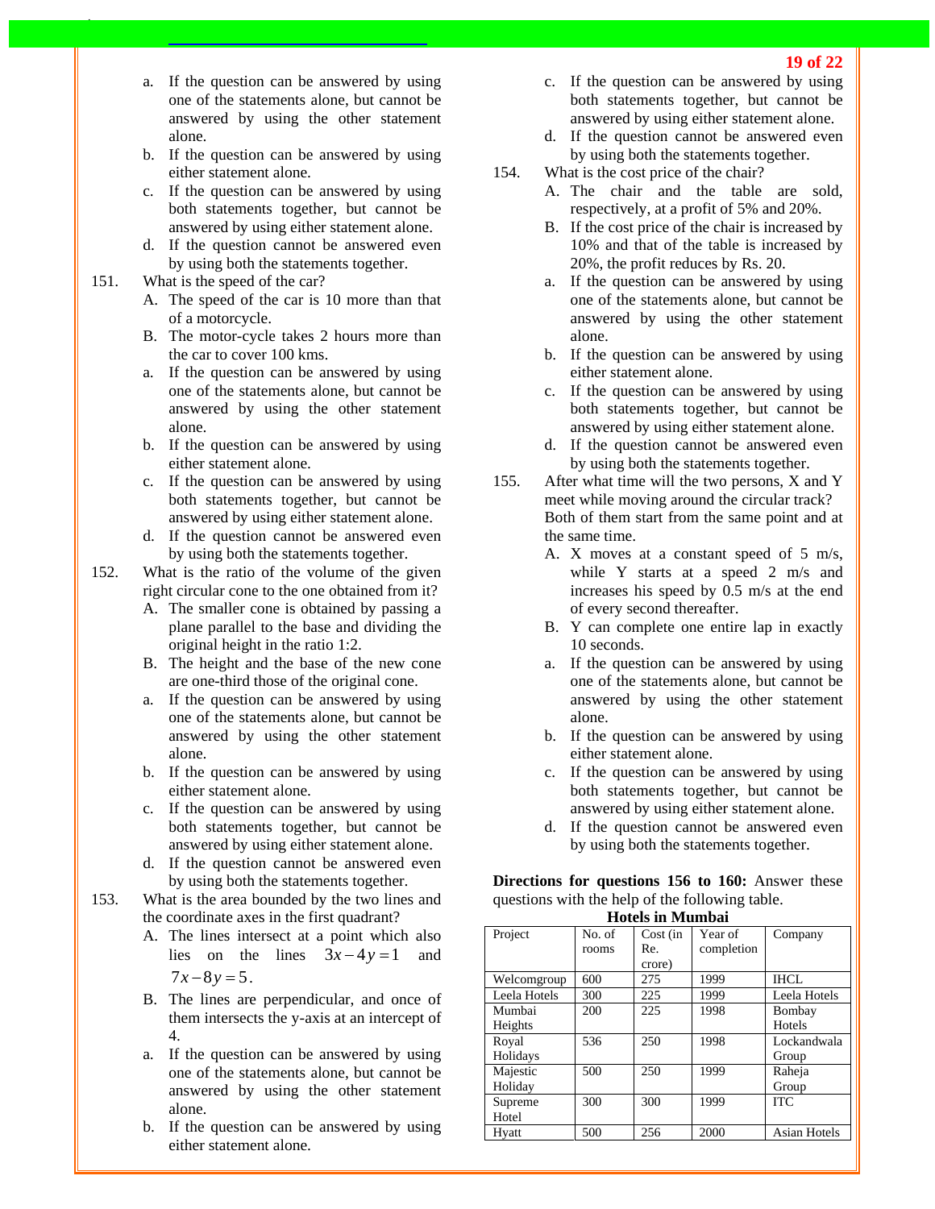a. If the question can be answered by using one of the statements alone, but cannot be answered by using the other statement alone.
b. If the question can be answered by using either statement alone.
c. If the question can be answered by using both statements together, but cannot be answered by using either statement alone.
d. If the question cannot be answered even by using both the statements together.

151. What is the speed of the car?
   A. The speed of the car is 10 more than that of a motorcycle.
   B. The motor-cycle takes 2 hours more than the car to cover 100 kms.
   a. If the question can be answered by using one of the statements alone, but cannot be answered by using the other statement alone.
   b. If the question can be answered by using either statement alone.
   c. If the question can be answered by using both statements together, but cannot be answered by using either statement alone.
   d. If the question cannot be answered even by using both the statements together.

152. What is the ratio of the volume of the given right circular cone to the one obtained from it?
   A. The smaller cone is obtained by passing a plane parallel to the base and dividing the original height in the ratio 1:2.
   B. The height and the base of the new cone are one-third those of the original cone.
   a. If the question can be answered by using one of the statements alone, but cannot be answered by using the other statement alone.
   b. If the question can be answered by using either statement alone.
   c. If the question can be answered by using both statements together, but cannot be answered by using either statement alone.
   d. If the question cannot be answered even by using both the statements together.

153. What is the area bounded by the two lines and the coordinate axes in the first quadrant?
   A. The lines intersect at a point which also lies on the lines $3x-4y=1$ and $7x-8y=5$.
   B. The lines are perpendicular, and once of them intersects the y-axis at an intercept of 4.
   a. If the question can be answered by using one of the statements alone, but cannot be answered by using the other statement alone.
   b. If the question can be answered by using either statement alone.
   c. If the question can be answered by using both statements together, but cannot be answered by using either statement alone.
   d. If the question cannot be answered even by using both the statements together.

154. What is the cost price of the chair?
   A. The chair and the table are sold, respectively, at a profit of 5% and 20%.
   B. If the cost price of the chair is increased by 10% and that of the table is increased by 20%, the profit reduces by Rs. 20.
   a. If the question can be answered by using one of the statements alone, but cannot be answered by using the other statement alone.
   b. If the question can be answered by using either statement alone.
   c. If the question can be answered by using both statements together, but cannot be answered by using either statement alone.
   d. If the question cannot be answered even by using both the statements together.

155. After what time will the two persons, X and Y meet while moving around the circular track? Both of them start from the same point and at the same time.
   A. X moves at a constant speed of 5 m/s, while Y starts at a speed 2 m/s and increases his speed by 0.5 m/s at the end of every second thereafter.
   B. Y can complete one entire lap in exactly 10 seconds.
   a. If the question can be answered by using one of the statements alone, but cannot be answered by using the other statement alone.
   b. If the question can be answered by using either statement alone.
   c. If the question can be answered by using both statements together, but cannot be answered by using either statement alone.
   d. If the question cannot be answered even by using both the statements together.

**Directions for questions 156 to 160:** Answer these questions with the help of the following table.

**Hotels in Mumbai**

| Project | No. of rooms | Cost (in Re. crore) | Year of completion | Company |
|---|---|---|---|---|
| Welcomgroup | 600 | 275 | 1999 | IHCL |
| Leela Hotels | 300 | 225 | 1999 | Leela Hotels |
| Mumbai Heights | 200 | 225 | 1998 | Bombay Hotels |
| Royal Holidays | 536 | 250 | 1998 | Lockandwala Group |
| Majestic Holiday | 500 | 250 | 1999 | Raheja Group |
| Supreme Hotel | 300 | 300 | 1999 | ITC |
| Hyatt | 500 | 256 | 2000 | Asian Hotels |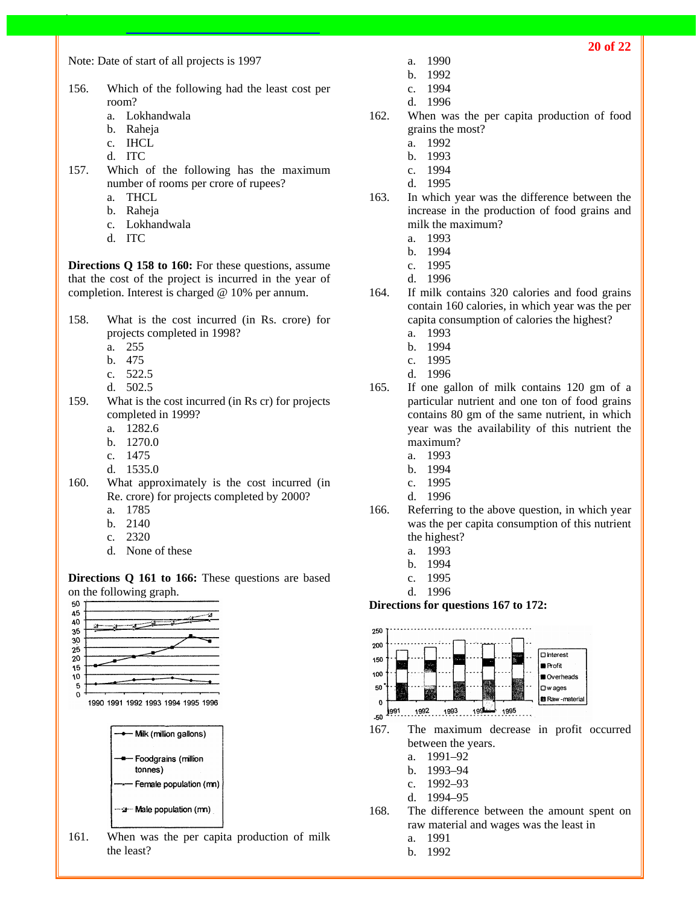Note: Date of start of all projects is 1997

156. Which of the following had the least cost per room?
   a. Lokhandwala
   b. Raheja
   c. IHCL
   d. ITC

157. Which of the following has the maximum number of rooms per crore of rupees?
   a. THCL
   b. Raheja
   c. Lokhandwala
   d. ITC

**Directions Q 158 to 160:** For these questions, assume that the cost of the project is incurred in the year of completion. Interest is charged @ 10% per annum.

158. What is the cost incurred (in Rs. crore) for projects completed in 1998?
   a. 255
   b. 475
   c. 522.5
   d. 502.5

159. What is the cost incurred (in Rs cr) for projects completed in 1999?
   a. 1282.6
   b. 1270.0
   c. 1475
   d. 1535.0

160. What approximately is the cost incurred (in Re. crore) for projects completed by 2000?
   a. 1785
   b. 2140
   c. 2320
   d. None of these

**Directions Q 161 to 166:** These questions are based on the following graph.

161. When was the per capita production of milk the least?
   a. 1990
   b. 1992
   c. 1994
   d. 1996

162. When was the per capita production of food grains the most?
   a. 1992
   b. 1993
   c. 1994
   d. 1995

163. In which year was the difference between the increase in the production of food grains and milk the maximum?
   a. 1993
   b. 1994
   c. 1995
   d. 1996

164. If milk contains 320 calories and food grains contain 160 calories, in which year was the per capita consumption of calories the highest?
   a. 1993
   b. 1994
   c. 1995
   d. 1996

165. If one gallon of milk contains 120 gm of a particular nutrient and one ton of food grains contains 80 gm of the same nutrient, in which year was the availability of this nutrient the maximum?
   a. 1993
   b. 1994
   c. 1995
   d. 1996

166. Referring to the above question, in which year was the per capita consumption of this nutrient the highest?
   a. 1993
   b. 1994
   c. 1995
   d. 1996

**Directions for questions 167 to 172:**

167. The maximum decrease in profit occurred between the years.
   a. 1991–92
   b. 1993–94
   c. 1992–93
   d. 1994–95

168. The difference between the amount spent on raw material and wages was the least in
   a. 1991
   b. 1992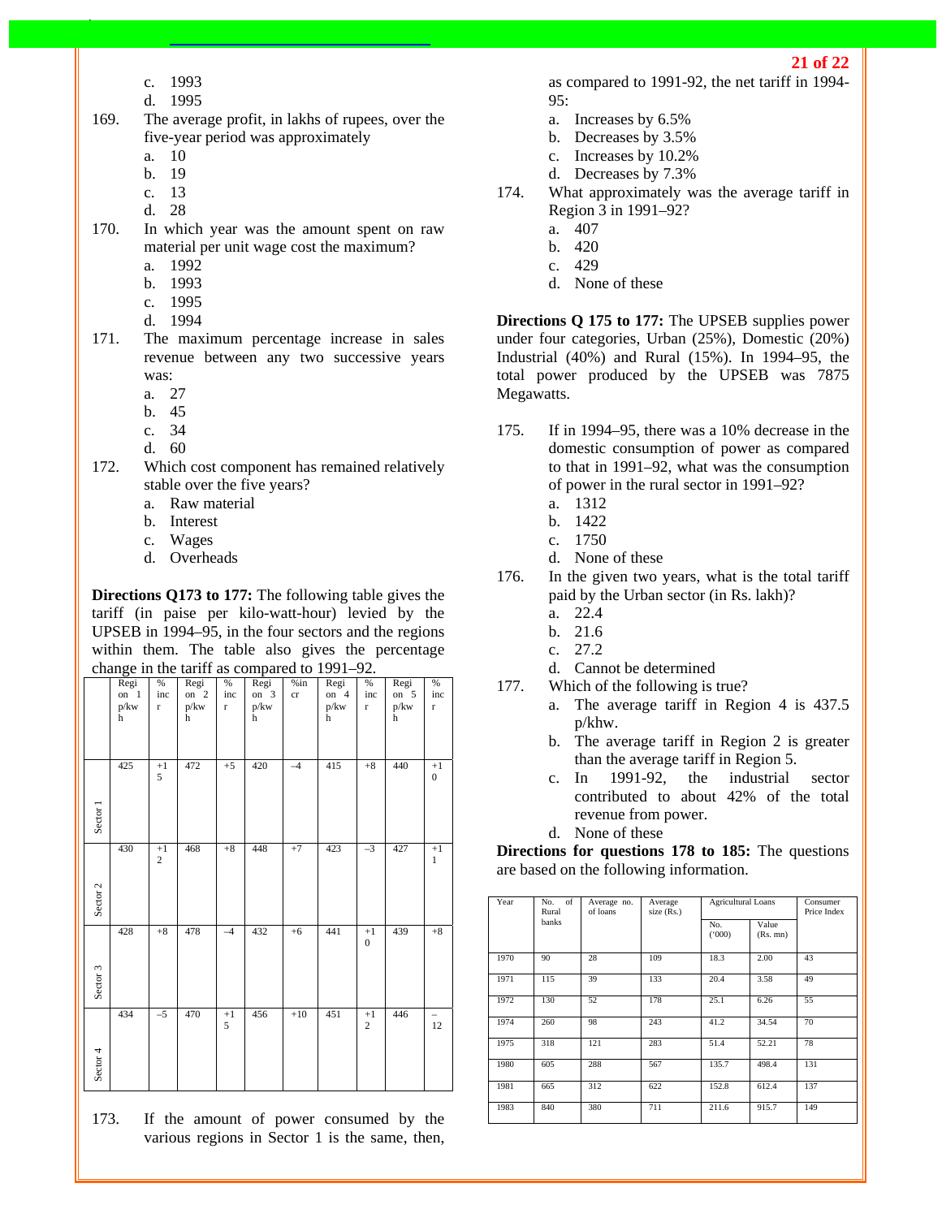c. 1993
d. 1995

169. The average profit, in lakhs of rupees, over the five-year period was approximately
a. 10
b. 19
c. 13
d. 28

170. In which year was the amount spent on raw material per unit wage cost the maximum?
a. 1992
b. 1993
c. 1995
d. 1994

171. The maximum percentage increase in sales revenue between any two successive years was:
a. 27
b. 45
c. 34
d. 60

172. Which cost component has remained relatively stable over the five years?
a. Raw material
b. Interest
c. Wages
d. Overheads

**Directions Q173 to 177:** The following table gives the tariff (in paise per kilo-watt-hour) levied by the UPSEB in 1994–95, in the four sectors and the regions within them. The table also gives the percentage change in the tariff as compared to 1991–92.

| | Region 1 p/kwh | % incr | Region 2 p/kwh | % incr | Region 3 p/kwh | %incr | Region 4 p/kwh | % incr | Region 5 p/kwh | % incr |
|---|---|---|---|---|---|---|---|---|---|---|
| Sector 1 | 425 | +15 | 472 | +5 | 420 | –4 | 415 | +8 | 440 | +10 |
| Sector 2 | 430 | +12 | 468 | +8 | 448 | +7 | 423 | –3 | 427 | +11 |
| Sector 3 | 428 | +8 | 478 | –4 | 432 | +6 | 441 | +10 | 439 | +8 |
| Sector 4 | 434 | –5 | 470 | +15 | 456 | +10 | 451 | +12 | 446 | –12 |

173. If the amount of power consumed by the various regions in Sector 1 is the same, then, as compared to 1991-92, the net tariff in 1994-95:
a. Increases by 6.5%
b. Decreases by 3.5%
c. Increases by 10.2%
d. Decreases by 7.3%

174. What approximately was the average tariff in Region 3 in 1991–92?
a. 407
b. 420
c. 429
d. None of these

**Directions Q 175 to 177:** The UPSEB supplies power under four categories, Urban (25%), Domestic (20%) Industrial (40%) and Rural (15%). In 1994–95, the total power produced by the UPSEB was 7875 Megawatts.

175. If in 1994–95, there was a 10% decrease in the domestic consumption of power as compared to that in 1991–92, what was the consumption of power in the rural sector in 1991–92?
a. 1312
b. 1422
c. 1750
d. None of these

176. In the given two years, what is the total tariff paid by the Urban sector (in Rs. lakh)?
a. 22.4
b. 21.6
c. 27.2
d. Cannot be determined

177. Which of the following is true?
a. The average tariff in Region 4 is 437.5 p/khw.
b. The average tariff in Region 2 is greater than the average tariff in Region 5.
c. In 1991-92, the industrial sector contributed to about 42% of the total revenue from power.
d. None of these

**Directions for questions 178 to 185:** The questions are based on the following information.

| Year | No. of Rural banks | Average no. of loans | Average size (Rs.) | Agricultural Loans | | Consumer Price Index |
|---|---|---|---|---|---|---|
| | | | | No. ('000) | Value (Rs. mn) | |
| 1970 | 90 | 28 | 109 | 18.3 | 2.00 | 43 |
| 1971 | 115 | 39 | 133 | 20.4 | 3.58 | 49 |
| 1972 | 130 | 52 | 178 | 25.1 | 6.26 | 55 |
| 1974 | 260 | 98 | 243 | 41.2 | 34.54 | 70 |
| 1975 | 318 | 121 | 283 | 51.4 | 52.21 | 78 |
| 1980 | 605 | 288 | 567 | 135.7 | 498.4 | 131 |
| 1981 | 665 | 312 | 622 | 152.8 | 612.4 | 137 |
| 1983 | 840 | 380 | 711 | 211.6 | 915.7 | 149 |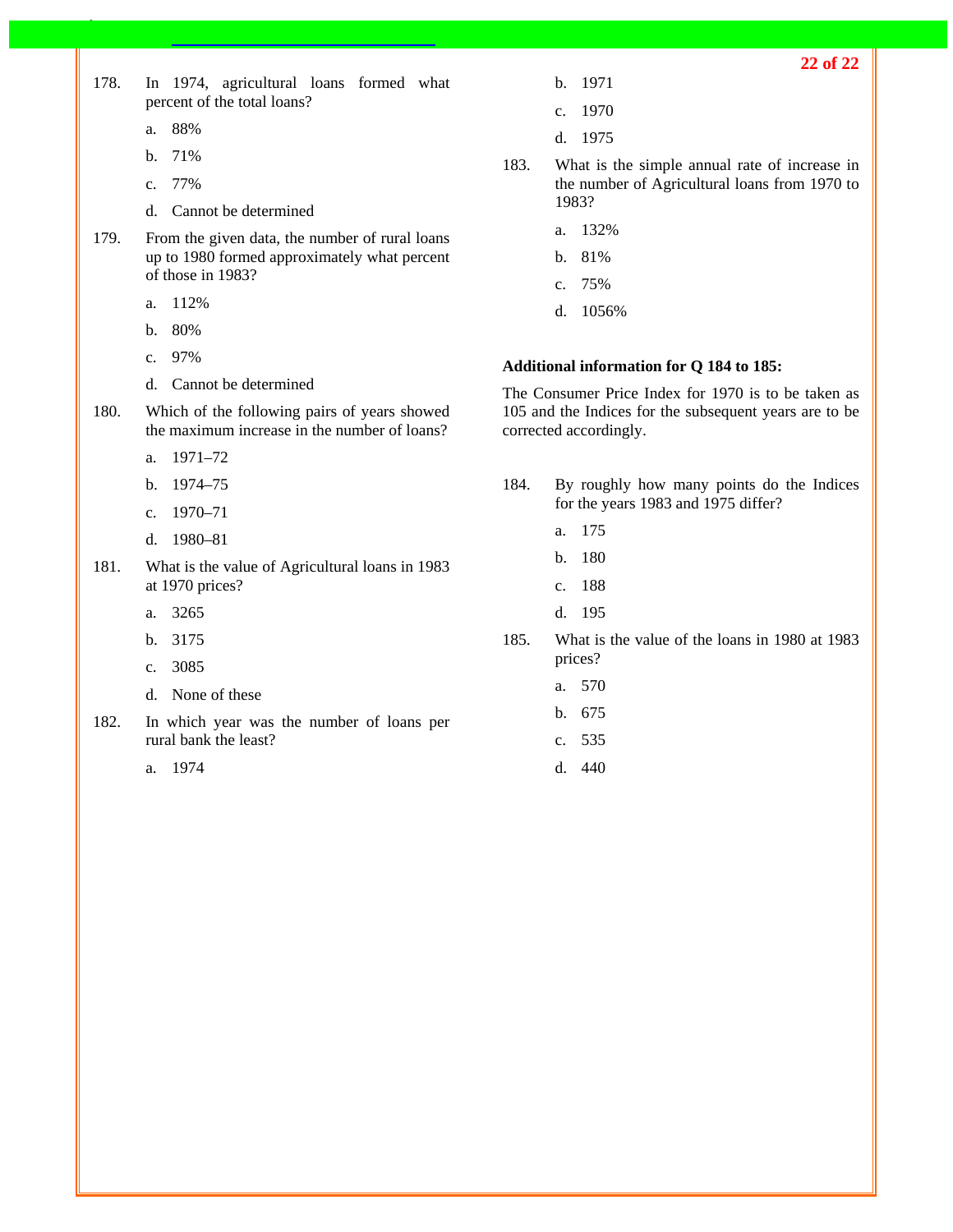178. In 1974, agricultural loans formed what percent of the total loans?

   a. 88%

   b. 71%

   c. 77%

   d. Cannot be determined

179. From the given data, the number of rural loans up to 1980 formed approximately what percent of those in 1983?

   a. 112%

   b. 80%

   c. 97%

   d. Cannot be determined

180. Which of the following pairs of years showed the maximum increase in the number of loans?

   a. 1971–72

   b. 1974–75

   c. 1970–71

   d. 1980–81

181. What is the value of Agricultural loans in 1983 at 1970 prices?

   a. 3265

   b. 3175

   c. 3085

   d. None of these

182. In which year was the number of loans per rural bank the least?

   a. 1974

   b. 1971

   c. 1970

   d. 1975

183. What is the simple annual rate of increase in the number of Agricultural loans from 1970 to 1983?

   a. 132%

   b. 81%

   c. 75%

   d. 1056%

**Additional information for Q 184 to 185:**

The Consumer Price Index for 1970 is to be taken as 105 and the Indices for the subsequent years are to be corrected accordingly.

184. By roughly how many points do the Indices for the years 1983 and 1975 differ?

   a. 175

   b. 180

   c. 188

   d. 195

185. What is the value of the loans in 1980 at 1983 prices?

   a. 570

   b. 675

   c. 535

   d. 440